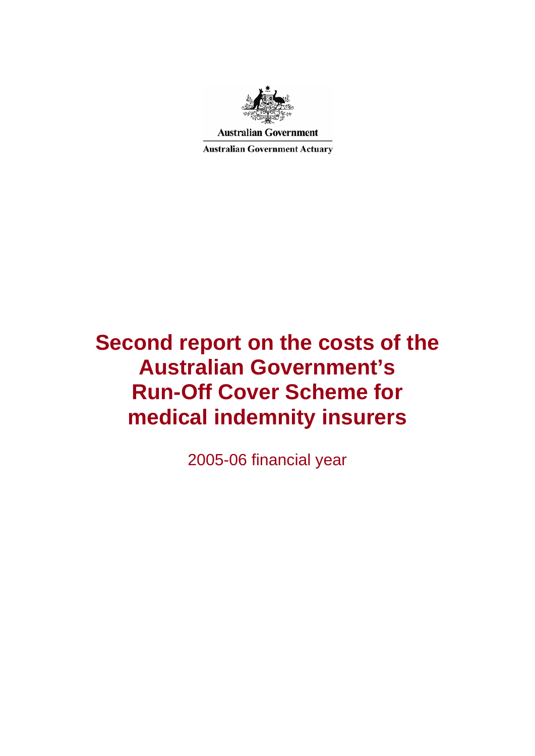Australian Government

Australian Government Actuary

# Second report on the costs of the Australian Government's Run-Off Cover Scheme for medical indemnity insurers

2005-06 financial year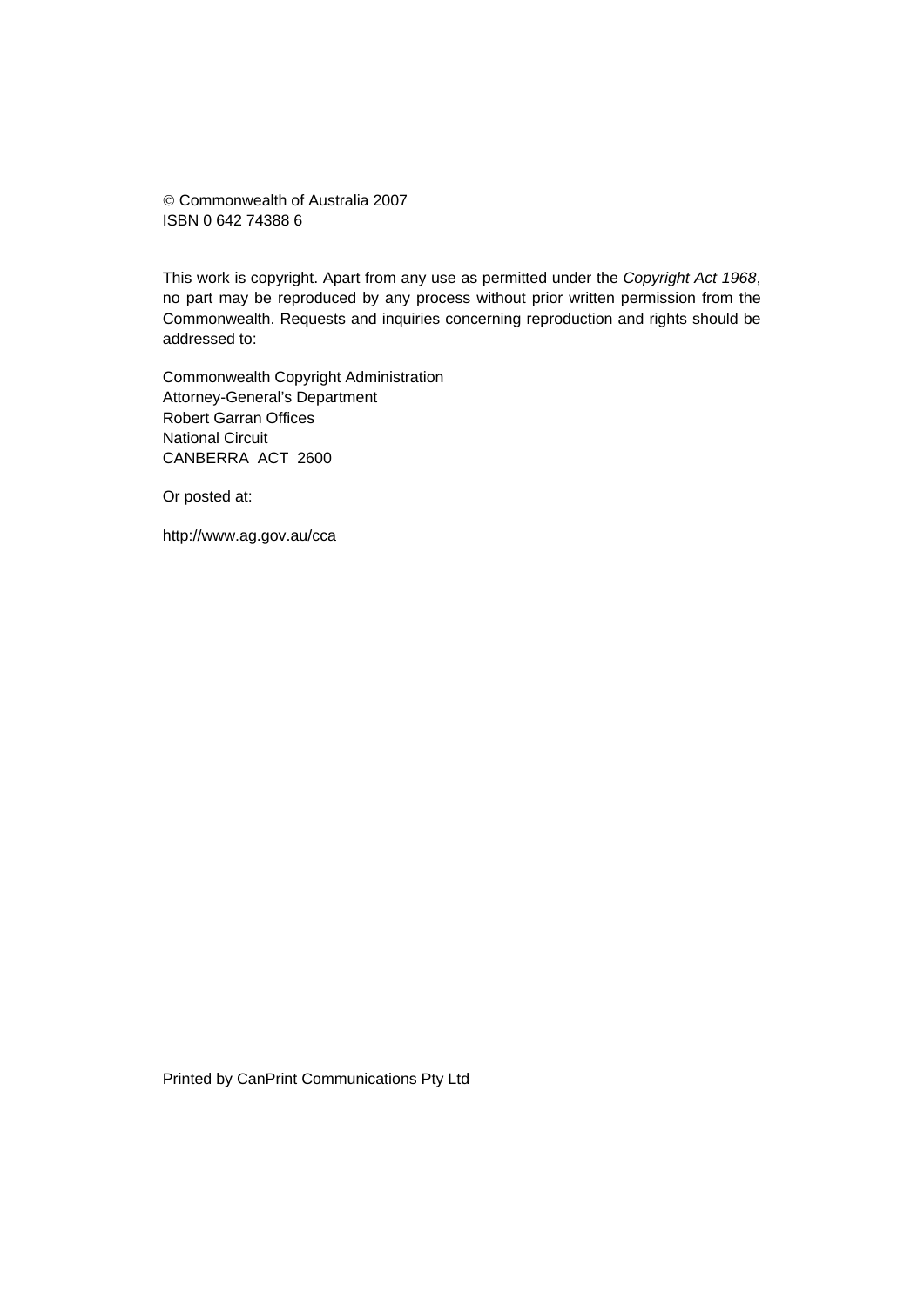© Commonwealth of Australia 2007
ISBN 0 642 74388 6

This work is copyright. Apart from any use as permitted under the *Copyright Act 1968*, no part may be reproduced by any process without prior written permission from the Commonwealth. Requests and inquiries concerning reproduction and rights should be addressed to:

Commonwealth Copyright Administration
Attorney-General's Department
Robert Garran Offices
National Circuit
CANBERRA ACT 2600

Or posted at:

http://www.ag.gov.au/cca

Printed by CanPrint Communications Pty Ltd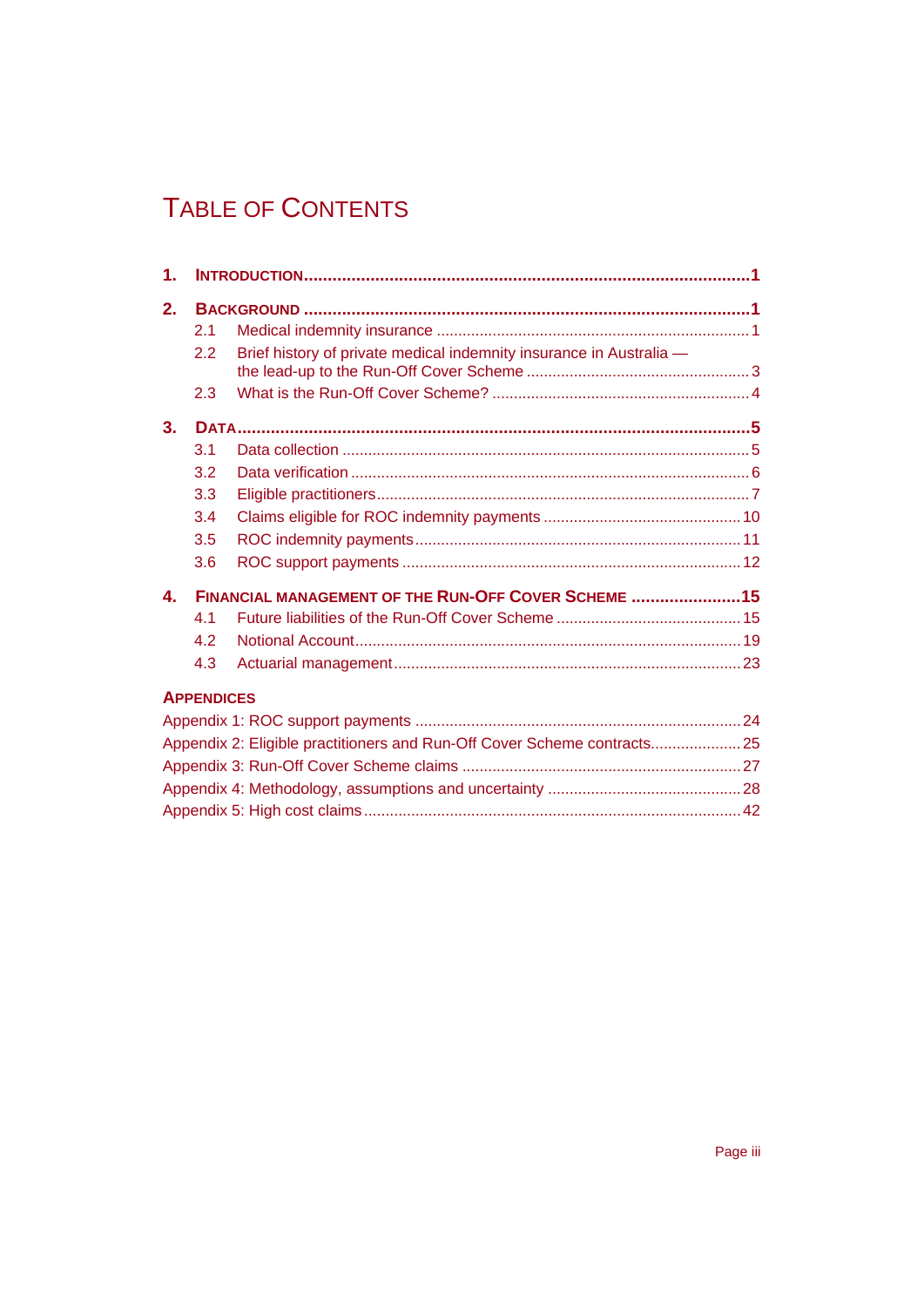# TABLE OF CONTENTS

1. INTRODUCTION ..... 1

2. BACKGROUND ..... 1
   - 2.1 Medical indemnity insurance ..... 1
   - 2.2 Brief history of private medical indemnity insurance in Australia — the lead-up to the Run-Off Cover Scheme ..... 3
   - 2.3 What is the Run-Off Cover Scheme? ..... 4

3. DATA ..... 5
   - 3.1 Data collection ..... 5
   - 3.2 Data verification ..... 6
   - 3.3 Eligible practitioners ..... 7
   - 3.4 Claims eligible for ROC indemnity payments ..... 10
   - 3.5 ROC indemnity payments ..... 11
   - 3.6 ROC support payments ..... 12

4. FINANCIAL MANAGEMENT OF THE RUN-OFF COVER SCHEME ..... 15
   - 4.1 Future liabilities of the Run-Off Cover Scheme ..... 15
   - 4.2 Notional Account ..... 19
   - 4.3 Actuarial management ..... 23

APPENDICES
- Appendix 1: ROC support payments ..... 24
- Appendix 2: Eligible practitioners and Run-Off Cover Scheme contracts ..... 25
- Appendix 3: Run-Off Cover Scheme claims ..... 27
- Appendix 4: Methodology, assumptions and uncertainty ..... 28
- Appendix 5: High cost claims ..... 42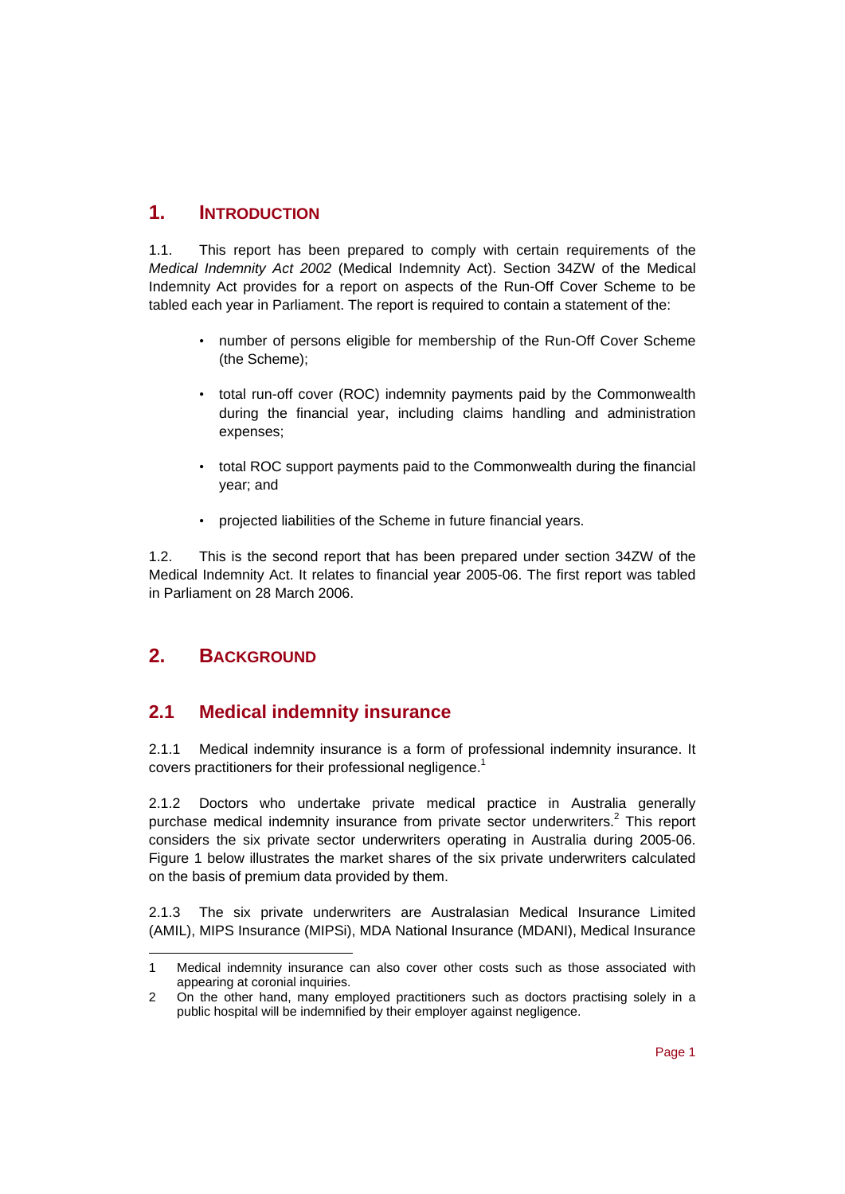# 1. INTRODUCTION

1.1. This report has been prepared to comply with certain requirements of the *Medical Indemnity Act 2002* (Medical Indemnity Act). Section 34ZW of the Medical Indemnity Act provides for a report on aspects of the Run-Off Cover Scheme to be tabled each year in Parliament. The report is required to contain a statement of the:

- number of persons eligible for membership of the Run-Off Cover Scheme (the Scheme);
- total run-off cover (ROC) indemnity payments paid by the Commonwealth during the financial year, including claims handling and administration expenses;
- total ROC support payments paid to the Commonwealth during the financial year; and
- projected liabilities of the Scheme in future financial years.

1.2. This is the second report that has been prepared under section 34ZW of the Medical Indemnity Act. It relates to financial year 2005-06. The first report was tabled in Parliament on 28 March 2006.

# 2. BACKGROUND

## 2.1 Medical indemnity insurance

2.1.1 Medical indemnity insurance is a form of professional indemnity insurance. It covers practitioners for their professional negligence.[1]

2.1.2 Doctors who undertake private medical practice in Australia generally purchase medical indemnity insurance from private sector underwriters.[2] This report considers the six private sector underwriters operating in Australia during 2005-06. Figure 1 below illustrates the market shares of the six private underwriters calculated on the basis of premium data provided by them.

2.1.3 The six private underwriters are Australasian Medical Insurance Limited (AMIL), MIPS Insurance (MIPSi), MDA National Insurance (MDANI), Medical Insurance

---

1 Medical indemnity insurance can also cover other costs such as those associated with appearing at coronial inquiries.

2 On the other hand, many employed practitioners such as doctors practising solely in a public hospital will be indemnified by their employer against negligence.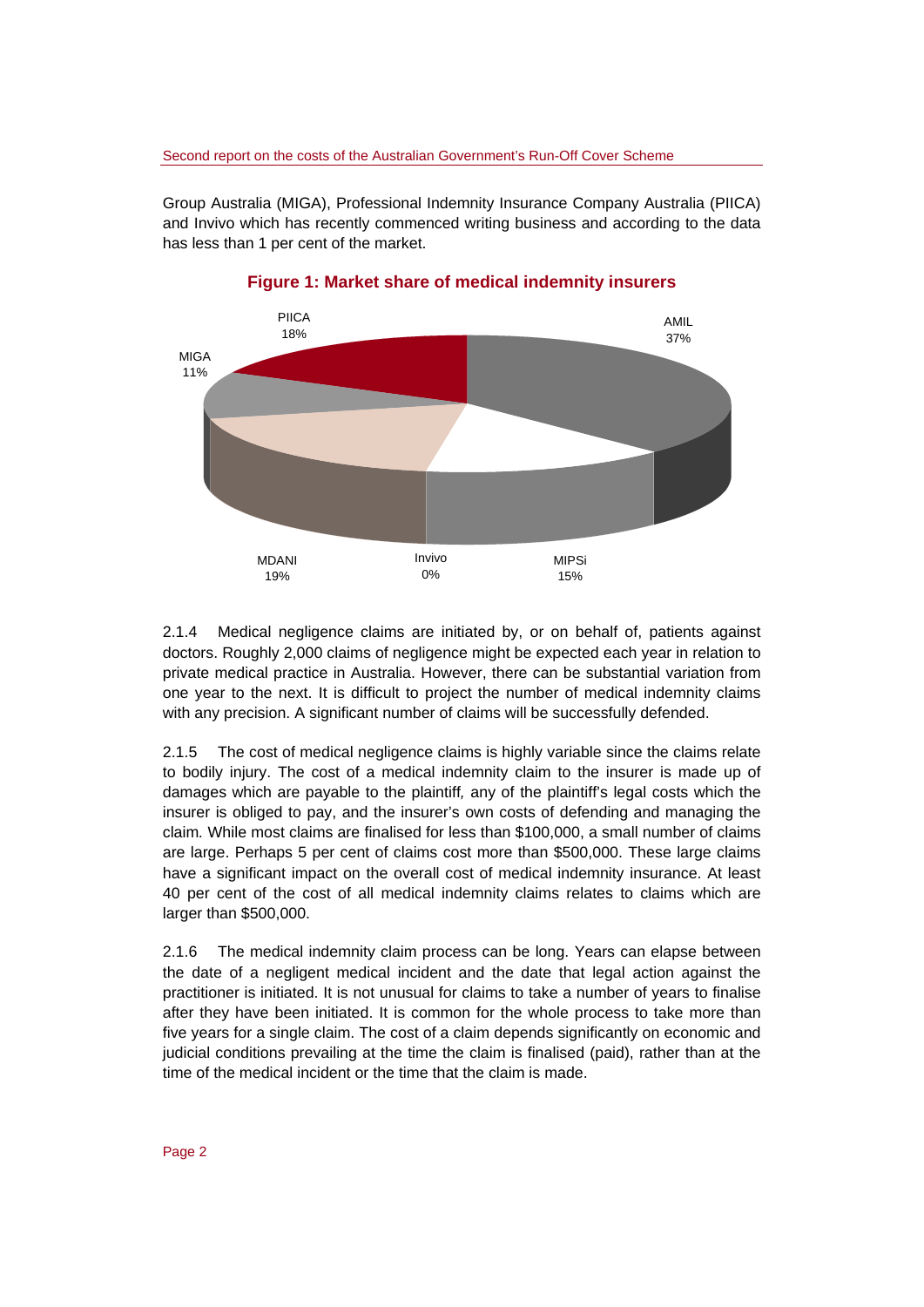Group Australia (MIGA), Professional Indemnity Insurance Company Australia (PIICA) and Invivo which has recently commenced writing business and according to the data has less than 1 per cent of the market.

**Figure 1: Market share of medical indemnity insurers**

| Insurer | Market share |
| --- | --- |
| AMIL | 37% |
| MIPSi | 15% |
| Invivo | 0% |
| MDANI | 19% |
| MIGA | 11% |
| PIICA | 18% |

2.1.4 Medical negligence claims are initiated by, or on behalf of, patients against doctors. Roughly 2,000 claims of negligence might be expected each year in relation to private medical practice in Australia. However, there can be substantial variation from one year to the next. It is difficult to project the number of medical indemnity claims with any precision. A significant number of claims will be successfully defended.

2.1.5 The cost of medical negligence claims is highly variable since the claims relate to bodily injury. The cost of a medical indemnity claim to the insurer is made up of damages which are payable to the plaintiff, any of the plaintiff's legal costs which the insurer is obliged to pay, and the insurer's own costs of defending and managing the claim. While most claims are finalised for less than $100,000, a small number of claims are large. Perhaps 5 per cent of claims cost more than $500,000. These large claims have a significant impact on the overall cost of medical indemnity insurance. At least 40 per cent of the cost of all medical indemnity claims relates to claims which are larger than $500,000.

2.1.6 The medical indemnity claim process can be long. Years can elapse between the date of a negligent medical incident and the date that legal action against the practitioner is initiated. It is not unusual for claims to take a number of years to finalise after they have been initiated. It is common for the whole process to take more than five years for a single claim. The cost of a claim depends significantly on economic and judicial conditions prevailing at the time the claim is finalised (paid), rather than at the time of the medical incident or the time that the claim is made.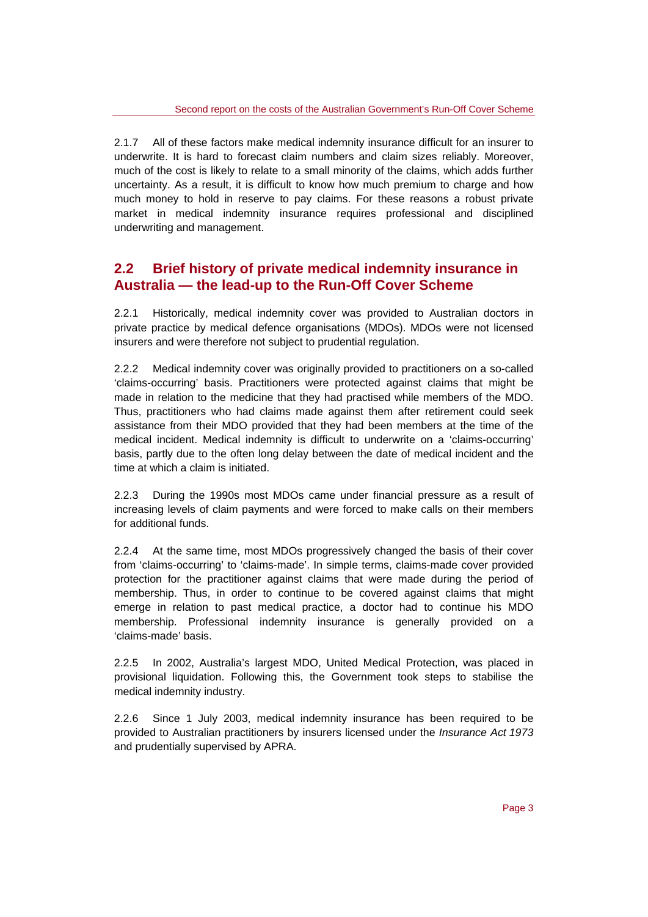2.1.7 All of these factors make medical indemnity insurance difficult for an insurer to underwrite. It is hard to forecast claim numbers and claim sizes reliably. Moreover, much of the cost is likely to relate to a small minority of the claims, which adds further uncertainty. As a result, it is difficult to know how much premium to charge and how much money to hold in reserve to pay claims. For these reasons a robust private market in medical indemnity insurance requires professional and disciplined underwriting and management.

## 2.2 Brief history of private medical indemnity insurance in Australia — the lead-up to the Run-Off Cover Scheme

2.2.1 Historically, medical indemnity cover was provided to Australian doctors in private practice by medical defence organisations (MDOs). MDOs were not licensed insurers and were therefore not subject to prudential regulation.

2.2.2 Medical indemnity cover was originally provided to practitioners on a so-called 'claims-occurring' basis. Practitioners were protected against claims that might be made in relation to the medicine that they had practised while members of the MDO. Thus, practitioners who had claims made against them after retirement could seek assistance from their MDO provided that they had been members at the time of the medical incident. Medical indemnity is difficult to underwrite on a 'claims-occurring' basis, partly due to the often long delay between the date of medical incident and the time at which a claim is initiated.

2.2.3 During the 1990s most MDOs came under financial pressure as a result of increasing levels of claim payments and were forced to make calls on their members for additional funds.

2.2.4 At the same time, most MDOs progressively changed the basis of their cover from 'claims-occurring' to 'claims-made'. In simple terms, claims-made cover provided protection for the practitioner against claims that were made during the period of membership. Thus, in order to continue to be covered against claims that might emerge in relation to past medical practice, a doctor had to continue his MDO membership. Professional indemnity insurance is generally provided on a 'claims-made' basis.

2.2.5 In 2002, Australia's largest MDO, United Medical Protection, was placed in provisional liquidation. Following this, the Government took steps to stabilise the medical indemnity industry.

2.2.6 Since 1 July 2003, medical indemnity insurance has been required to be provided to Australian practitioners by insurers licensed under the *Insurance Act 1973* and prudentially supervised by APRA.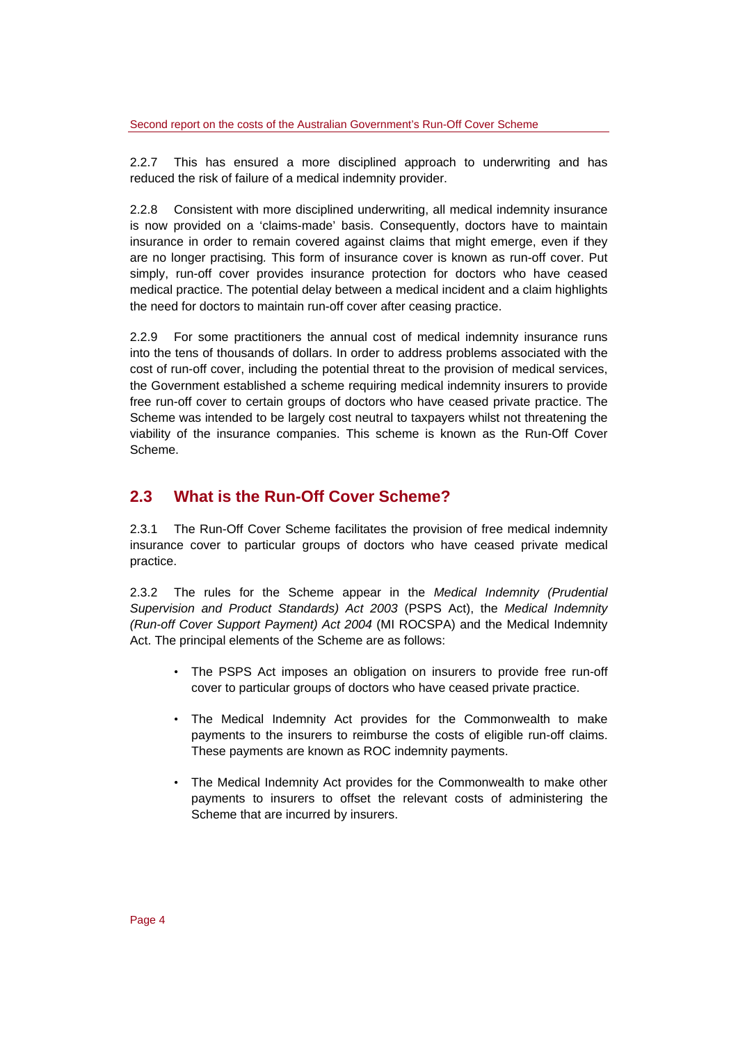2.2.7 This has ensured a more disciplined approach to underwriting and has reduced the risk of failure of a medical indemnity provider.

2.2.8 Consistent with more disciplined underwriting, all medical indemnity insurance is now provided on a 'claims-made' basis. Consequently, doctors have to maintain insurance in order to remain covered against claims that might emerge, even if they are no longer practising. This form of insurance cover is known as run-off cover. Put simply, run-off cover provides insurance protection for doctors who have ceased medical practice. The potential delay between a medical incident and a claim highlights the need for doctors to maintain run-off cover after ceasing practice.

2.2.9 For some practitioners the annual cost of medical indemnity insurance runs into the tens of thousands of dollars. In order to address problems associated with the cost of run-off cover, including the potential threat to the provision of medical services, the Government established a scheme requiring medical indemnity insurers to provide free run-off cover to certain groups of doctors who have ceased private practice. The Scheme was intended to be largely cost neutral to taxpayers whilst not threatening the viability of the insurance companies. This scheme is known as the Run-Off Cover Scheme.

## 2.3 What is the Run-Off Cover Scheme?

2.3.1 The Run-Off Cover Scheme facilitates the provision of free medical indemnity insurance cover to particular groups of doctors who have ceased private medical practice.

2.3.2 The rules for the Scheme appear in the *Medical Indemnity (Prudential Supervision and Product Standards) Act 2003* (PSPS Act), the *Medical Indemnity (Run-off Cover Support Payment) Act 2004* (MI ROCSPA) and the Medical Indemnity Act. The principal elements of the Scheme are as follows:

- The PSPS Act imposes an obligation on insurers to provide free run-off cover to particular groups of doctors who have ceased private practice.
- The Medical Indemnity Act provides for the Commonwealth to make payments to the insurers to reimburse the costs of eligible run-off claims. These payments are known as ROC indemnity payments.
- The Medical Indemnity Act provides for the Commonwealth to make other payments to insurers to offset the relevant costs of administering the Scheme that are incurred by insurers.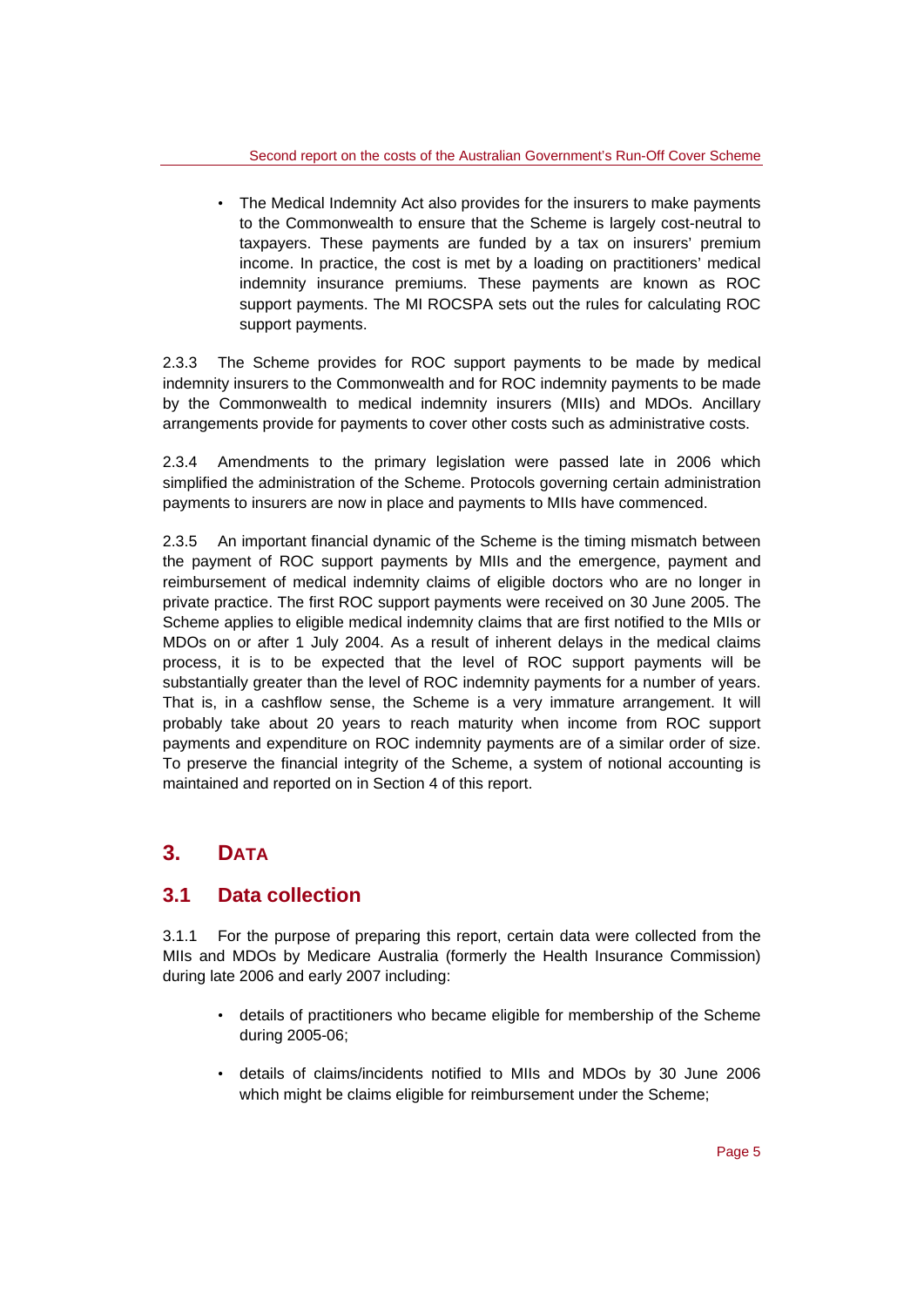- The Medical Indemnity Act also provides for the insurers to make payments to the Commonwealth to ensure that the Scheme is largely cost-neutral to taxpayers. These payments are funded by a tax on insurers' premium income. In practice, the cost is met by a loading on practitioners' medical indemnity insurance premiums. These payments are known as ROC support payments. The MI ROCSPA sets out the rules for calculating ROC support payments.

2.3.3 The Scheme provides for ROC support payments to be made by medical indemnity insurers to the Commonwealth and for ROC indemnity payments to be made by the Commonwealth to medical indemnity insurers (MIIs) and MDOs. Ancillary arrangements provide for payments to cover other costs such as administrative costs.

2.3.4 Amendments to the primary legislation were passed late in 2006 which simplified the administration of the Scheme. Protocols governing certain administration payments to insurers are now in place and payments to MIIs have commenced.

2.3.5 An important financial dynamic of the Scheme is the timing mismatch between the payment of ROC support payments by MIIs and the emergence, payment and reimbursement of medical indemnity claims of eligible doctors who are no longer in private practice. The first ROC support payments were received on 30 June 2005. The Scheme applies to eligible medical indemnity claims that are first notified to the MIIs or MDOs on or after 1 July 2004. As a result of inherent delays in the medical claims process, it is to be expected that the level of ROC support payments will be substantially greater than the level of ROC indemnity payments for a number of years. That is, in a cashflow sense, the Scheme is a very immature arrangement. It will probably take about 20 years to reach maturity when income from ROC support payments and expenditure on ROC indemnity payments are of a similar order of size. To preserve the financial integrity of the Scheme, a system of notional accounting is maintained and reported on in Section 4 of this report.

# 3. DATA

## 3.1 Data collection

3.1.1 For the purpose of preparing this report, certain data were collected from the MIIs and MDOs by Medicare Australia (formerly the Health Insurance Commission) during late 2006 and early 2007 including:

- details of practitioners who became eligible for membership of the Scheme during 2005-06;

- details of claims/incidents notified to MIIs and MDOs by 30 June 2006 which might be claims eligible for reimbursement under the Scheme;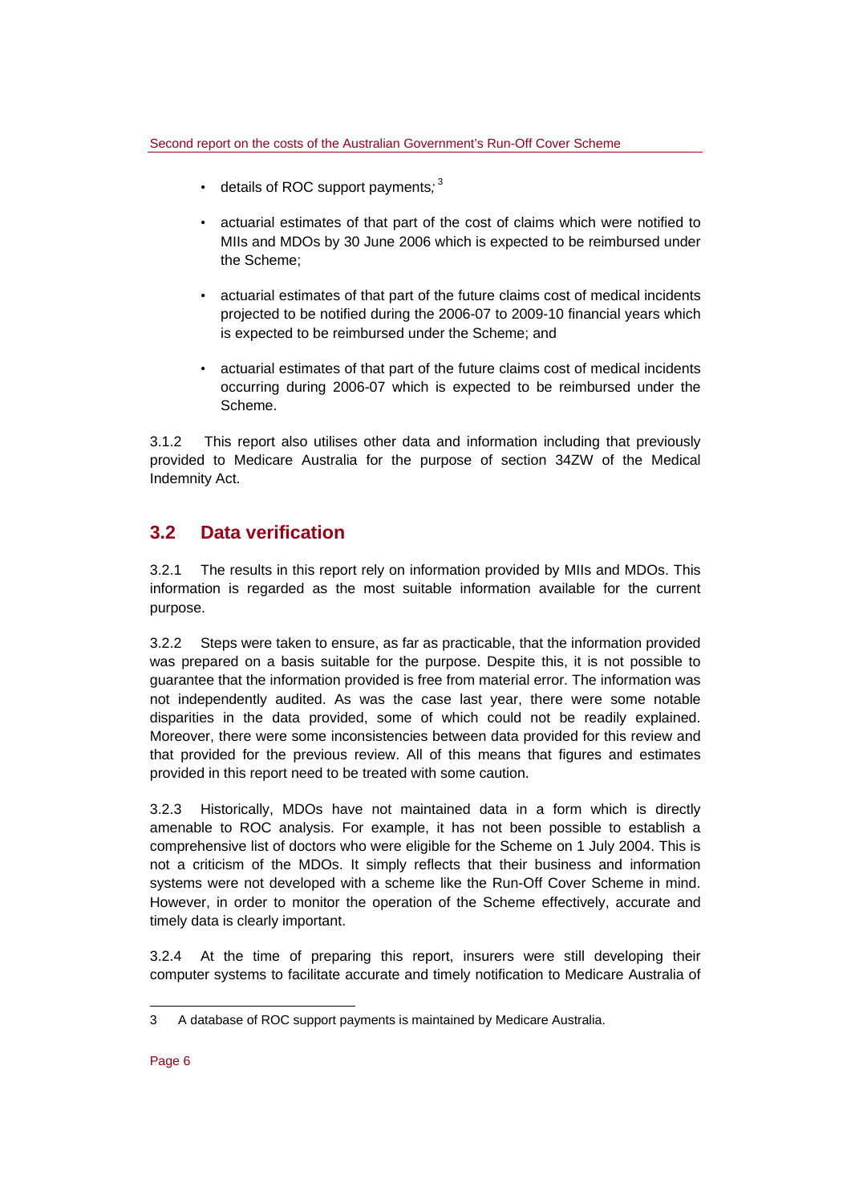- details of ROC support payments;[3]

- actuarial estimates of that part of the cost of claims which were notified to MIIs and MDOs by 30 June 2006 which is expected to be reimbursed under the Scheme;

- actuarial estimates of that part of the future claims cost of medical incidents projected to be notified during the 2006-07 to 2009-10 financial years which is expected to be reimbursed under the Scheme; and

- actuarial estimates of that part of the future claims cost of medical incidents occurring during 2006-07 which is expected to be reimbursed under the Scheme.

3.1.2 This report also utilises other data and information including that previously provided to Medicare Australia for the purpose of section 34ZW of the Medical Indemnity Act.

## 3.2 Data verification

3.2.1 The results in this report rely on information provided by MIIs and MDOs. This information is regarded as the most suitable information available for the current purpose.

3.2.2 Steps were taken to ensure, as far as practicable, that the information provided was prepared on a basis suitable for the purpose. Despite this, it is not possible to guarantee that the information provided is free from material error. The information was not independently audited. As was the case last year, there were some notable disparities in the data provided, some of which could not be readily explained. Moreover, there were some inconsistencies between data provided for this review and that provided for the previous review. All of this means that figures and estimates provided in this report need to be treated with some caution.

3.2.3 Historically, MDOs have not maintained data in a form which is directly amenable to ROC analysis. For example, it has not been possible to establish a comprehensive list of doctors who were eligible for the Scheme on 1 July 2004. This is not a criticism of the MDOs. It simply reflects that their business and information systems were not developed with a scheme like the Run-Off Cover Scheme in mind. However, in order to monitor the operation of the Scheme effectively, accurate and timely data is clearly important.

3.2.4 At the time of preparing this report, insurers were still developing their computer systems to facilitate accurate and timely notification to Medicare Australia of

---

[3] A database of ROC support payments is maintained by Medicare Australia.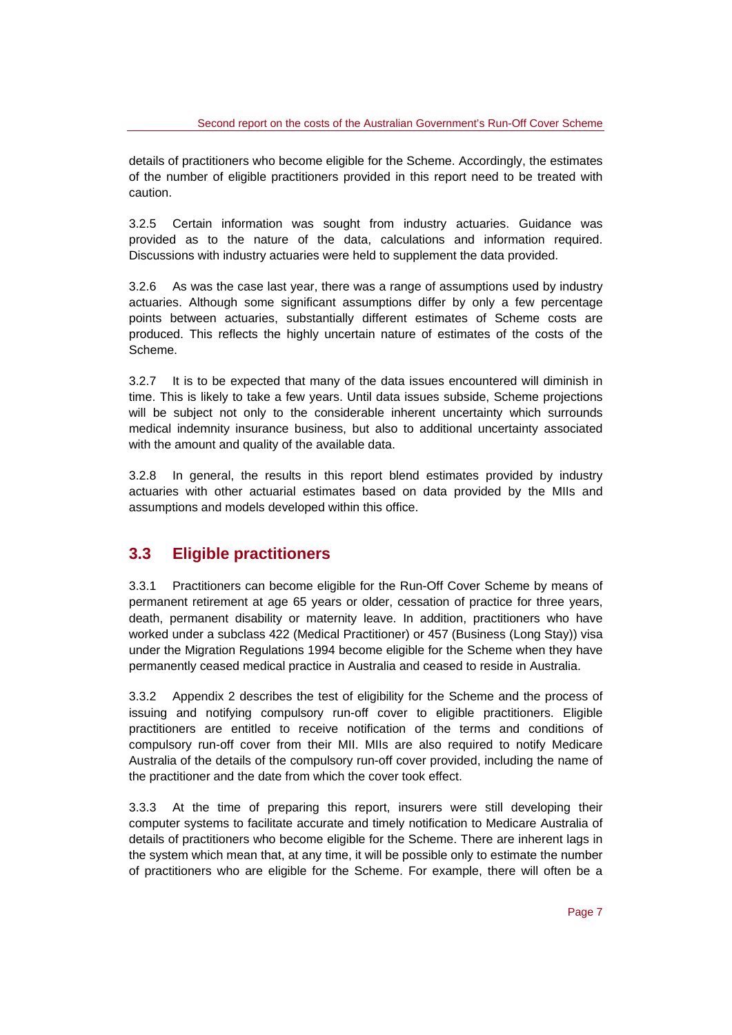details of practitioners who become eligible for the Scheme. Accordingly, the estimates of the number of eligible practitioners provided in this report need to be treated with caution.

3.2.5 Certain information was sought from industry actuaries. Guidance was provided as to the nature of the data, calculations and information required. Discussions with industry actuaries were held to supplement the data provided.

3.2.6 As was the case last year, there was a range of assumptions used by industry actuaries. Although some significant assumptions differ by only a few percentage points between actuaries, substantially different estimates of Scheme costs are produced. This reflects the highly uncertain nature of estimates of the costs of the Scheme.

3.2.7 It is to be expected that many of the data issues encountered will diminish in time. This is likely to take a few years. Until data issues subside, Scheme projections will be subject not only to the considerable inherent uncertainty which surrounds medical indemnity insurance business, but also to additional uncertainty associated with the amount and quality of the available data.

3.2.8 In general, the results in this report blend estimates provided by industry actuaries with other actuarial estimates based on data provided by the MIIs and assumptions and models developed within this office.

## 3.3 Eligible practitioners

3.3.1 Practitioners can become eligible for the Run-Off Cover Scheme by means of permanent retirement at age 65 years or older, cessation of practice for three years, death, permanent disability or maternity leave. In addition, practitioners who have worked under a subclass 422 (Medical Practitioner) or 457 (Business (Long Stay)) visa under the Migration Regulations 1994 become eligible for the Scheme when they have permanently ceased medical practice in Australia and ceased to reside in Australia.

3.3.2 Appendix 2 describes the test of eligibility for the Scheme and the process of issuing and notifying compulsory run-off cover to eligible practitioners. Eligible practitioners are entitled to receive notification of the terms and conditions of compulsory run-off cover from their MII. MIIs are also required to notify Medicare Australia of the details of the compulsory run-off cover provided, including the name of the practitioner and the date from which the cover took effect.

3.3.3 At the time of preparing this report, insurers were still developing their computer systems to facilitate accurate and timely notification to Medicare Australia of details of practitioners who become eligible for the Scheme. There are inherent lags in the system which mean that, at any time, it will be possible only to estimate the number of practitioners who are eligible for the Scheme. For example, there will often be a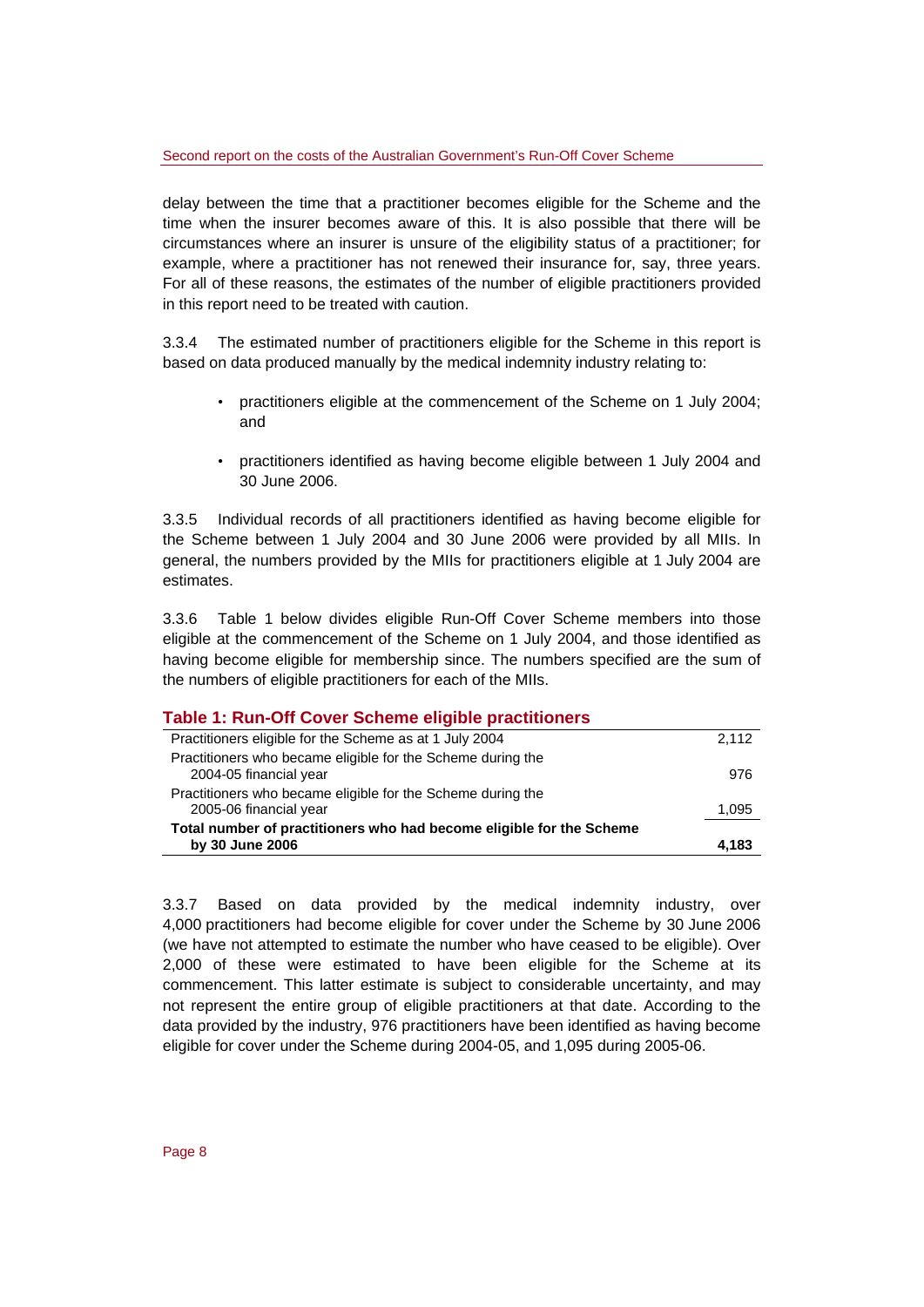delay between the time that a practitioner becomes eligible for the Scheme and the time when the insurer becomes aware of this. It is also possible that there will be circumstances where an insurer is unsure of the eligibility status of a practitioner; for example, where a practitioner has not renewed their insurance for, say, three years. For all of these reasons, the estimates of the number of eligible practitioners provided in this report need to be treated with caution.

3.3.4 The estimated number of practitioners eligible for the Scheme in this report is based on data produced manually by the medical indemnity industry relating to:

- practitioners eligible at the commencement of the Scheme on 1 July 2004; and
- practitioners identified as having become eligible between 1 July 2004 and 30 June 2006.

3.3.5 Individual records of all practitioners identified as having become eligible for the Scheme between 1 July 2004 and 30 June 2006 were provided by all MIIs. In general, the numbers provided by the MIIs for practitioners eligible at 1 July 2004 are estimates.

3.3.6 Table 1 below divides eligible Run-Off Cover Scheme members into those eligible at the commencement of the Scheme on 1 July 2004, and those identified as having become eligible for membership since. The numbers specified are the sum of the numbers of eligible practitioners for each of the MIIs.

### Table 1: Run-Off Cover Scheme eligible practitioners

| | |
|---|---|
| Practitioners eligible for the Scheme as at 1 July 2004 | 2,112 |
| Practitioners who became eligible for the Scheme during the 2004-05 financial year | 976 |
| Practitioners who became eligible for the Scheme during the 2005-06 financial year | 1,095 |
| **Total number of practitioners who had become eligible for the Scheme by 30 June 2006** | **4,183** |

3.3.7 Based on data provided by the medical indemnity industry, over 4,000 practitioners had become eligible for cover under the Scheme by 30 June 2006 (we have not attempted to estimate the number who have ceased to be eligible). Over 2,000 of these were estimated to have been eligible for the Scheme at its commencement. This latter estimate is subject to considerable uncertainty, and may not represent the entire group of eligible practitioners at that date. According to the data provided by the industry, 976 practitioners have been identified as having become eligible for cover under the Scheme during 2004-05, and 1,095 during 2005-06.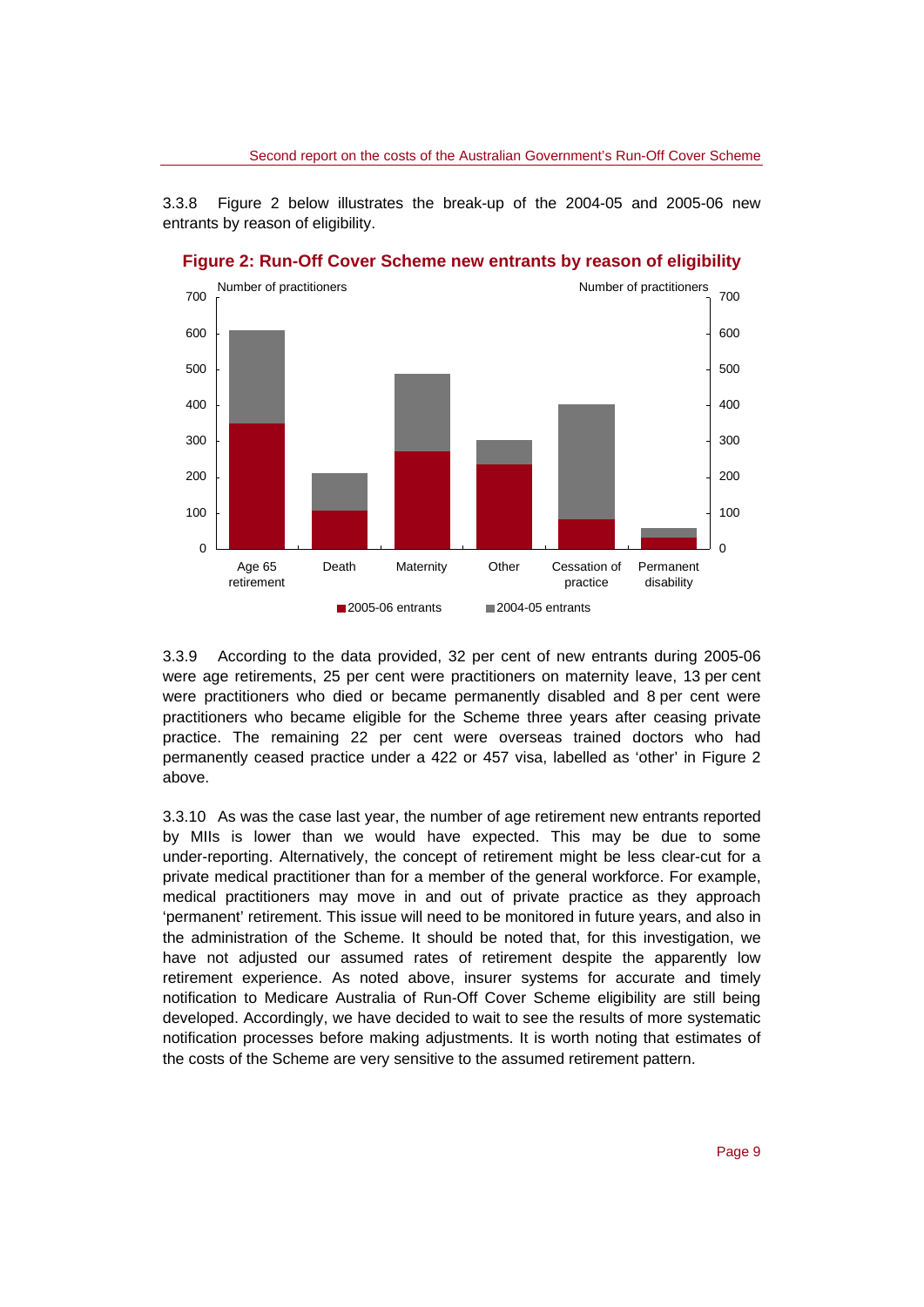3.3.8 Figure 2 below illustrates the break-up of the 2004-05 and 2005-06 new entrants by reason of eligibility.

**Figure 2: Run-Off Cover Scheme new entrants by reason of eligibility**

3.3.9 According to the data provided, 32 per cent of new entrants during 2005-06 were age retirements, 25 per cent were practitioners on maternity leave, 13 per cent were practitioners who died or became permanently disabled and 8 per cent were practitioners who became eligible for the Scheme three years after ceasing private practice. The remaining 22 per cent were overseas trained doctors who had permanently ceased practice under a 422 or 457 visa, labelled as 'other' in Figure 2 above.

3.3.10 As was the case last year, the number of age retirement new entrants reported by MIIs is lower than we would have expected. This may be due to some under-reporting. Alternatively, the concept of retirement might be less clear-cut for a private medical practitioner than for a member of the general workforce. For example, medical practitioners may move in and out of private practice as they approach 'permanent' retirement. This issue will need to be monitored in future years, and also in the administration of the Scheme. It should be noted that, for this investigation, we have not adjusted our assumed rates of retirement despite the apparently low retirement experience. As noted above, insurer systems for accurate and timely notification to Medicare Australia of Run-Off Cover Scheme eligibility are still being developed. Accordingly, we have decided to wait to see the results of more systematic notification processes before making adjustments. It is worth noting that estimates of the costs of the Scheme are very sensitive to the assumed retirement pattern.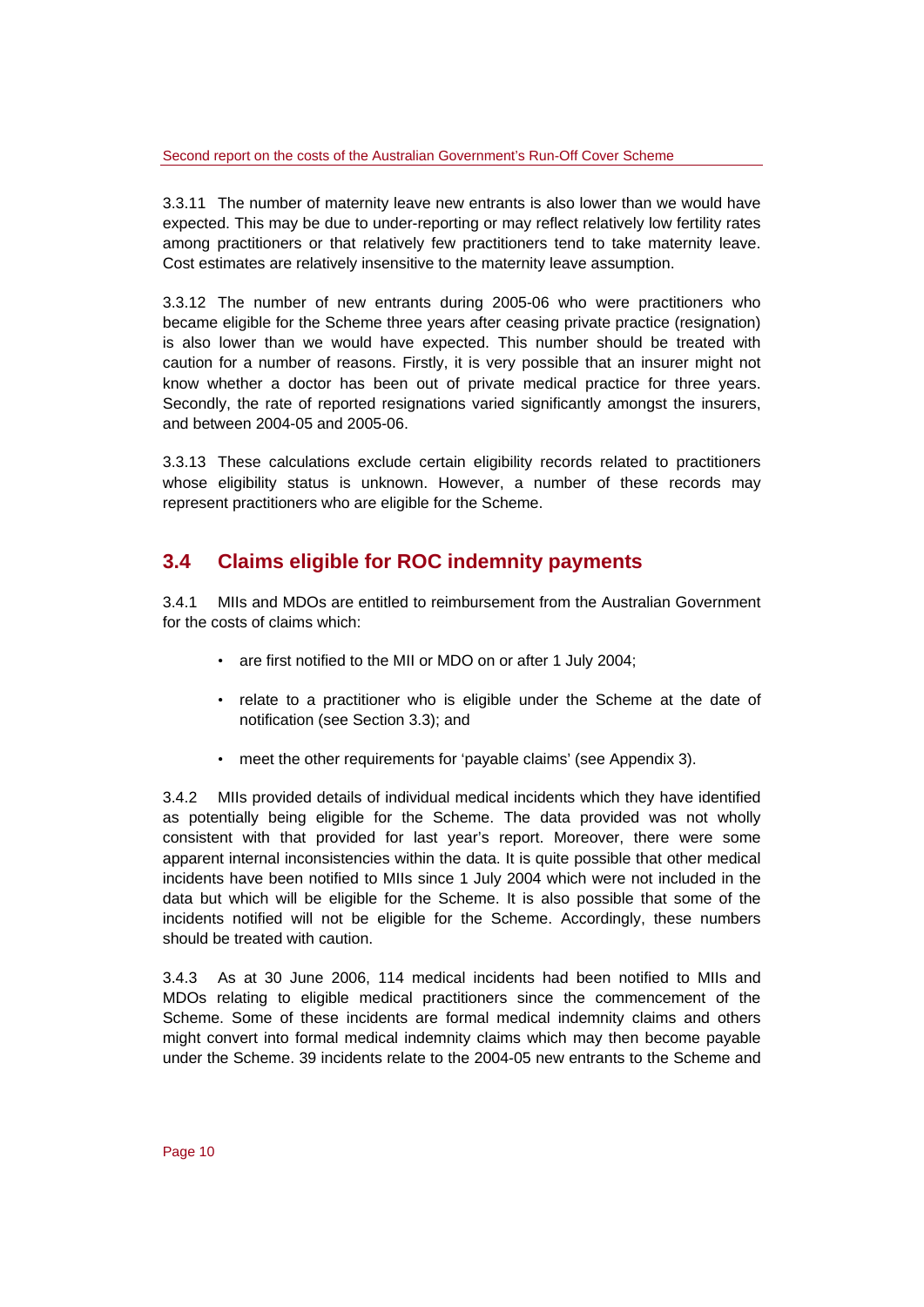3.3.11 The number of maternity leave new entrants is also lower than we would have expected. This may be due to under-reporting or may reflect relatively low fertility rates among practitioners or that relatively few practitioners tend to take maternity leave. Cost estimates are relatively insensitive to the maternity leave assumption.

3.3.12 The number of new entrants during 2005-06 who were practitioners who became eligible for the Scheme three years after ceasing private practice (resignation) is also lower than we would have expected. This number should be treated with caution for a number of reasons. Firstly, it is very possible that an insurer might not know whether a doctor has been out of private medical practice for three years. Secondly, the rate of reported resignations varied significantly amongst the insurers, and between 2004-05 and 2005-06.

3.3.13 These calculations exclude certain eligibility records related to practitioners whose eligibility status is unknown. However, a number of these records may represent practitioners who are eligible for the Scheme.

## 3.4 Claims eligible for ROC indemnity payments

3.4.1 MIIs and MDOs are entitled to reimbursement from the Australian Government for the costs of claims which:

- are first notified to the MII or MDO on or after 1 July 2004;
- relate to a practitioner who is eligible under the Scheme at the date of notification (see Section 3.3); and
- meet the other requirements for 'payable claims' (see Appendix 3).

3.4.2 MIIs provided details of individual medical incidents which they have identified as potentially being eligible for the Scheme. The data provided was not wholly consistent with that provided for last year's report. Moreover, there were some apparent internal inconsistencies within the data. It is quite possible that other medical incidents have been notified to MIIs since 1 July 2004 which were not included in the data but which will be eligible for the Scheme. It is also possible that some of the incidents notified will not be eligible for the Scheme. Accordingly, these numbers should be treated with caution.

3.4.3 As at 30 June 2006, 114 medical incidents had been notified to MIIs and MDOs relating to eligible medical practitioners since the commencement of the Scheme. Some of these incidents are formal medical indemnity claims and others might convert into formal medical indemnity claims which may then become payable under the Scheme. 39 incidents relate to the 2004-05 new entrants to the Scheme and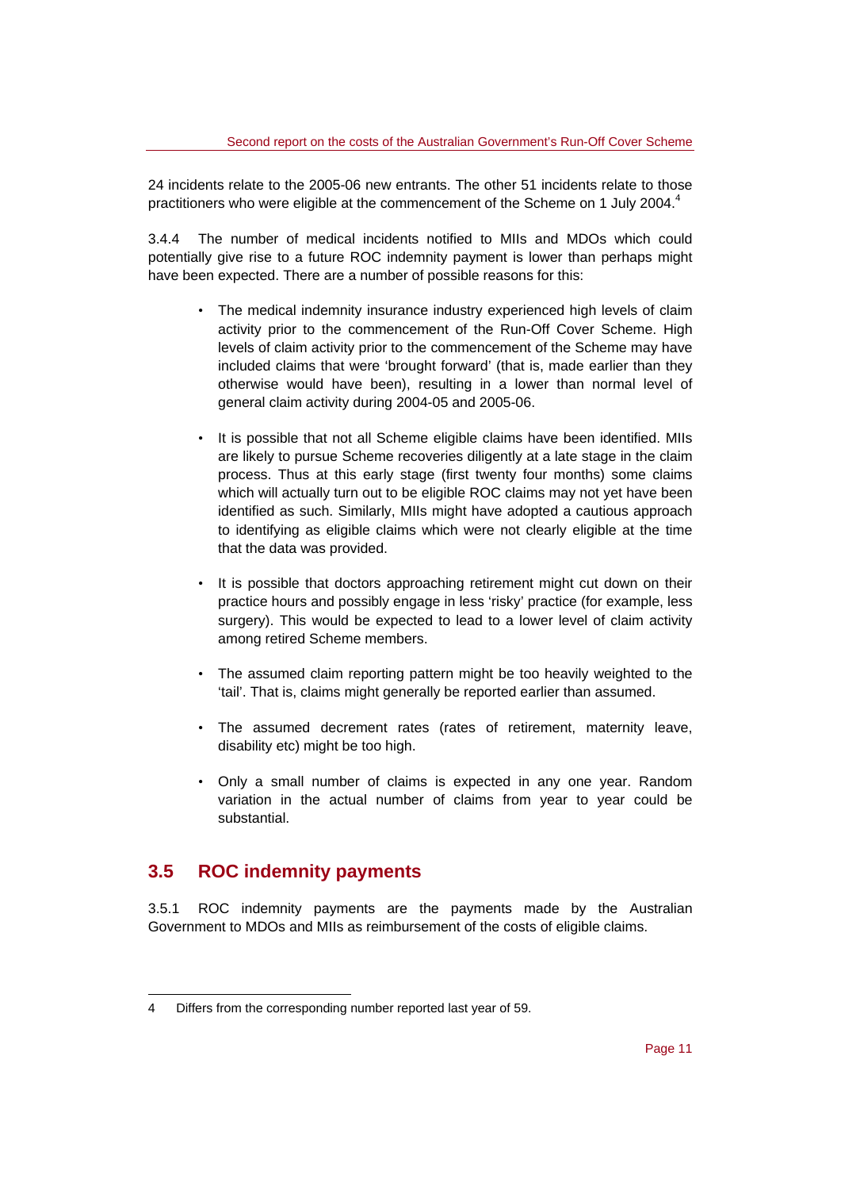24 incidents relate to the 2005-06 new entrants. The other 51 incidents relate to those practitioners who were eligible at the commencement of the Scheme on 1 July 2004.[4]

3.4.4 The number of medical incidents notified to MIIs and MDOs which could potentially give rise to a future ROC indemnity payment is lower than perhaps might have been expected. There are a number of possible reasons for this:

- The medical indemnity insurance industry experienced high levels of claim activity prior to the commencement of the Run-Off Cover Scheme. High levels of claim activity prior to the commencement of the Scheme may have included claims that were 'brought forward' (that is, made earlier than they otherwise would have been), resulting in a lower than normal level of general claim activity during 2004-05 and 2005-06.

- It is possible that not all Scheme eligible claims have been identified. MIIs are likely to pursue Scheme recoveries diligently at a late stage in the claim process. Thus at this early stage (first twenty four months) some claims which will actually turn out to be eligible ROC claims may not yet have been identified as such. Similarly, MIIs might have adopted a cautious approach to identifying as eligible claims which were not clearly eligible at the time that the data was provided.

- It is possible that doctors approaching retirement might cut down on their practice hours and possibly engage in less 'risky' practice (for example, less surgery). This would be expected to lead to a lower level of claim activity among retired Scheme members.

- The assumed claim reporting pattern might be too heavily weighted to the 'tail'. That is, claims might generally be reported earlier than assumed.

- The assumed decrement rates (rates of retirement, maternity leave, disability etc) might be too high.

- Only a small number of claims is expected in any one year. Random variation in the actual number of claims from year to year could be substantial.

## 3.5 ROC indemnity payments

3.5.1 ROC indemnity payments are the payments made by the Australian Government to MDOs and MIIs as reimbursement of the costs of eligible claims.

---

4 Differs from the corresponding number reported last year of 59.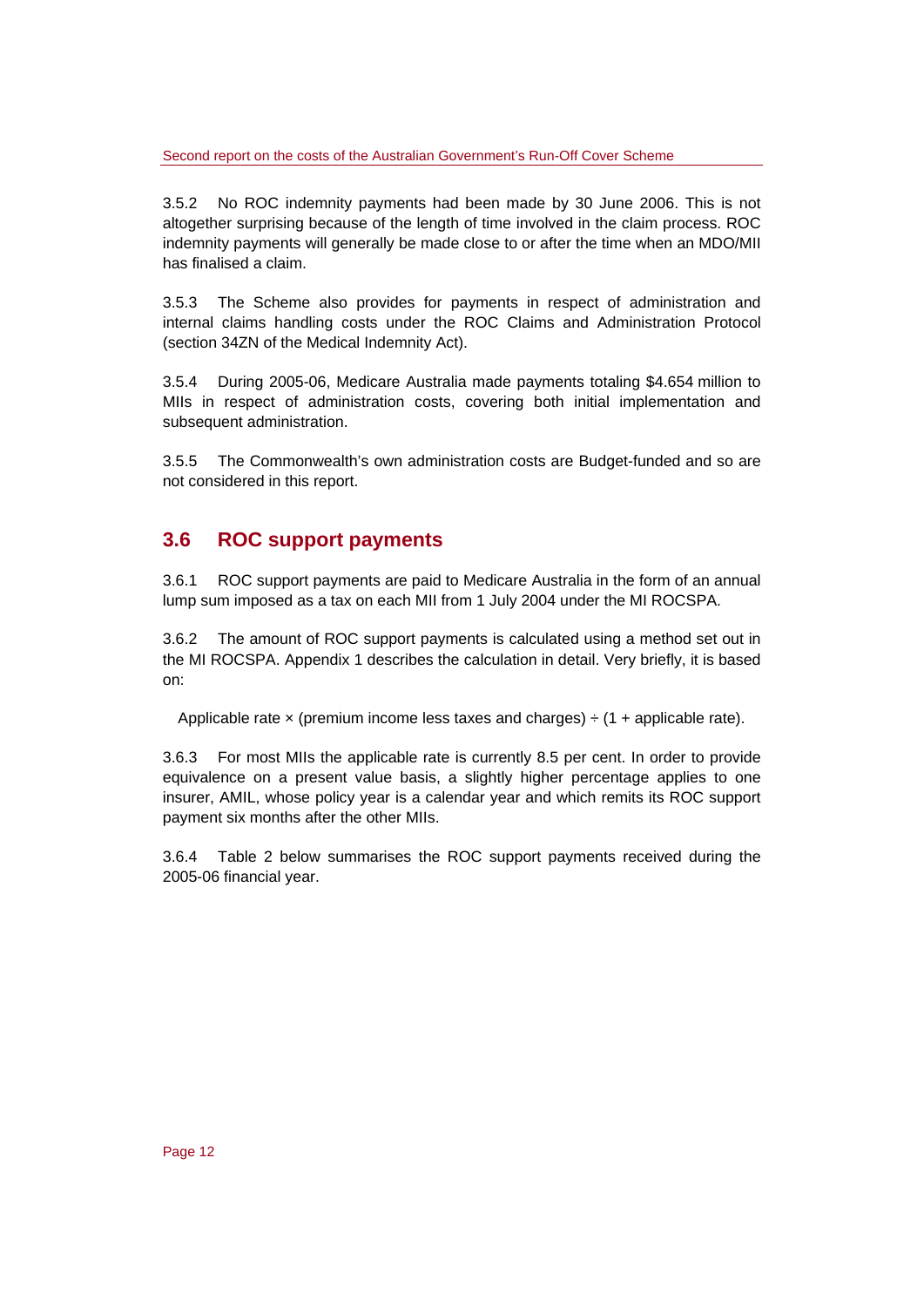3.5.2 No ROC indemnity payments had been made by 30 June 2006. This is not altogether surprising because of the length of time involved in the claim process. ROC indemnity payments will generally be made close to or after the time when an MDO/MII has finalised a claim.

3.5.3 The Scheme also provides for payments in respect of administration and internal claims handling costs under the ROC Claims and Administration Protocol (section 34ZN of the Medical Indemnity Act).

3.5.4 During 2005-06, Medicare Australia made payments totaling $4.654 million to MIIs in respect of administration costs, covering both initial implementation and subsequent administration.

3.5.5 The Commonwealth's own administration costs are Budget-funded and so are not considered in this report.

## 3.6 ROC support payments

3.6.1 ROC support payments are paid to Medicare Australia in the form of an annual lump sum imposed as a tax on each MII from 1 July 2004 under the MI ROCSPA.

3.6.2 The amount of ROC support payments is calculated using a method set out in the MI ROCSPA. Appendix 1 describes the calculation in detail. Very briefly, it is based on:

Applicable rate × (premium income less taxes and charges) ÷ (1 + applicable rate).

3.6.3 For most MIIs the applicable rate is currently 8.5 per cent. In order to provide equivalence on a present value basis, a slightly higher percentage applies to one insurer, AMIL, whose policy year is a calendar year and which remits its ROC support payment six months after the other MIIs.

3.6.4 Table 2 below summarises the ROC support payments received during the 2005-06 financial year.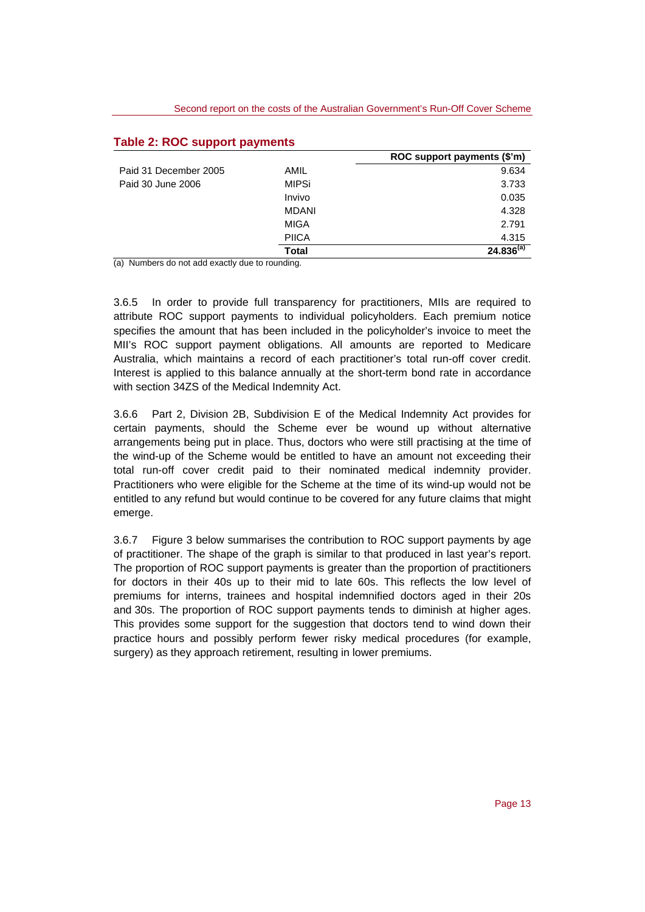### Table 2: ROC support payments

| | | ROC support payments ($'m) |
|---|---|---|
| Paid 31 December 2005 | AMIL | 9.634 |
| Paid 30 June 2006 | MIPSi | 3.733 |
| | Invivo | 0.035 |
| | MDANI | 4.328 |
| | MIGA | 2.791 |
| | PIICA | 4.315 |
| | **Total** | **24.836[(a)]** |

(a) Numbers do not add exactly due to rounding.

3.6.5 In order to provide full transparency for practitioners, MIIs are required to attribute ROC support payments to individual policyholders. Each premium notice specifies the amount that has been included in the policyholder's invoice to meet the MII's ROC support payment obligations. All amounts are reported to Medicare Australia, which maintains a record of each practitioner's total run-off cover credit. Interest is applied to this balance annually at the short-term bond rate in accordance with section 34ZS of the Medical Indemnity Act.

3.6.6 Part 2, Division 2B, Subdivision E of the Medical Indemnity Act provides for certain payments, should the Scheme ever be wound up without alternative arrangements being put in place. Thus, doctors who were still practising at the time of the wind-up of the Scheme would be entitled to have an amount not exceeding their total run-off cover credit paid to their nominated medical indemnity provider. Practitioners who were eligible for the Scheme at the time of its wind-up would not be entitled to any refund but would continue to be covered for any future claims that might emerge.

3.6.7 Figure 3 below summarises the contribution to ROC support payments by age of practitioner. The shape of the graph is similar to that produced in last year's report. The proportion of ROC support payments is greater than the proportion of practitioners for doctors in their 40s up to their mid to late 60s. This reflects the low level of premiums for interns, trainees and hospital indemnified doctors aged in their 20s and 30s. The proportion of ROC support payments tends to diminish at higher ages. This provides some support for the suggestion that doctors tend to wind down their practice hours and possibly perform fewer risky medical procedures (for example, surgery) as they approach retirement, resulting in lower premiums.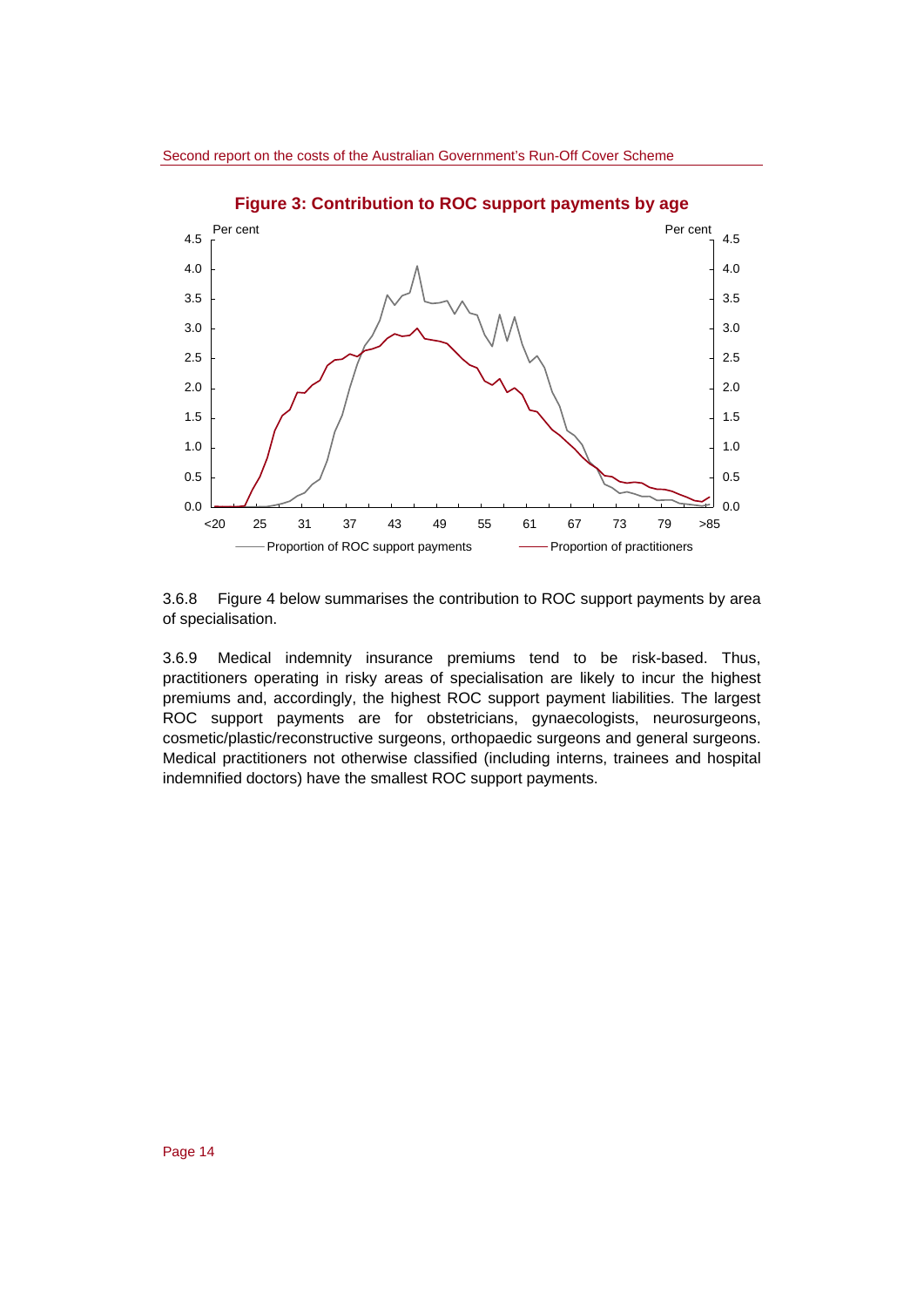**Figure 3: Contribution to ROC support payments by age**

3.6.8 Figure 4 below summarises the contribution to ROC support payments by area of specialisation.

3.6.9 Medical indemnity insurance premiums tend to be risk-based. Thus, practitioners operating in risky areas of specialisation are likely to incur the highest premiums and, accordingly, the highest ROC support payment liabilities. The largest ROC support payments are for obstetricians, gynaecologists, neurosurgeons, cosmetic/plastic/reconstructive surgeons, orthopaedic surgeons and general surgeons. Medical practitioners not otherwise classified (including interns, trainees and hospital indemnified doctors) have the smallest ROC support payments.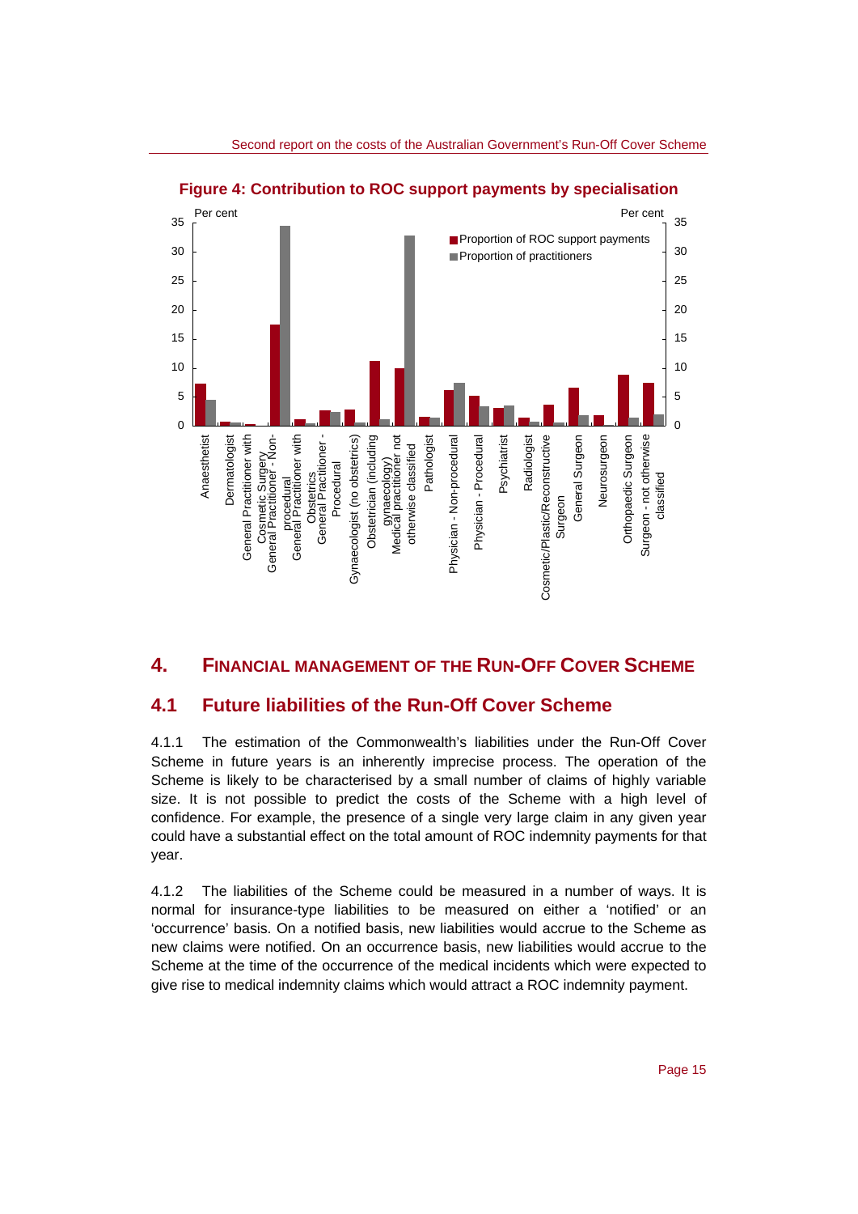**Figure 4: Contribution to ROC support payments by specialisation**

## 4. FINANCIAL MANAGEMENT OF THE RUN-OFF COVER SCHEME

### 4.1 Future liabilities of the Run-Off Cover Scheme

4.1.1 The estimation of the Commonwealth's liabilities under the Run-Off Cover Scheme in future years is an inherently imprecise process. The operation of the Scheme is likely to be characterised by a small number of claims of highly variable size. It is not possible to predict the costs of the Scheme with a high level of confidence. For example, the presence of a single very large claim in any given year could have a substantial effect on the total amount of ROC indemnity payments for that year.

4.1.2 The liabilities of the Scheme could be measured in a number of ways. It is normal for insurance-type liabilities to be measured on either a 'notified' or an 'occurrence' basis. On a notified basis, new liabilities would accrue to the Scheme as new claims were notified. On an occurrence basis, new liabilities would accrue to the Scheme at the time of the occurrence of the medical incidents which were expected to give rise to medical indemnity claims which would attract a ROC indemnity payment.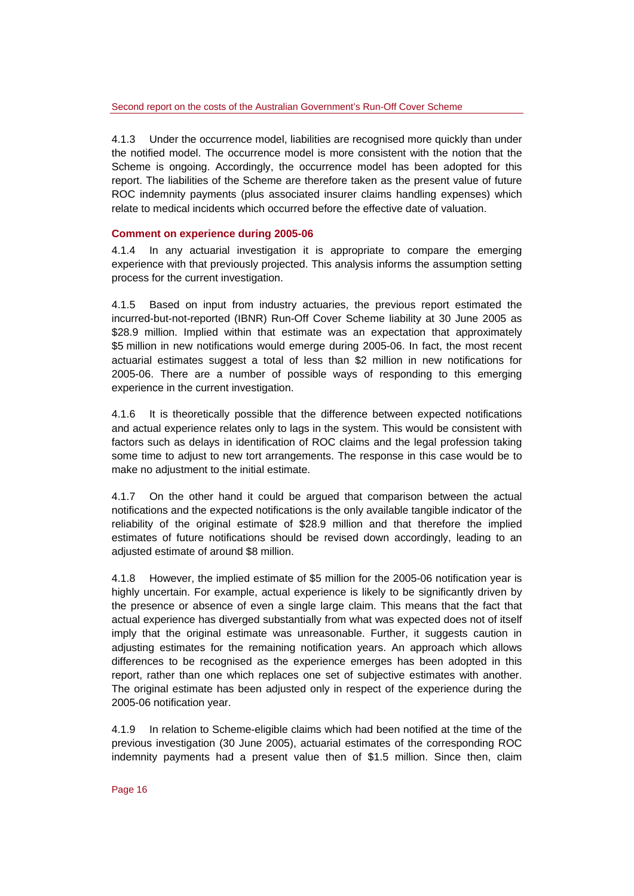4.1.3 Under the occurrence model, liabilities are recognised more quickly than under the notified model. The occurrence model is more consistent with the notion that the Scheme is ongoing. Accordingly, the occurrence model has been adopted for this report. The liabilities of the Scheme are therefore taken as the present value of future ROC indemnity payments (plus associated insurer claims handling expenses) which relate to medical incidents which occurred before the effective date of valuation.

### Comment on experience during 2005-06

4.1.4 In any actuarial investigation it is appropriate to compare the emerging experience with that previously projected. This analysis informs the assumption setting process for the current investigation.

4.1.5 Based on input from industry actuaries, the previous report estimated the incurred-but-not-reported (IBNR) Run-Off Cover Scheme liability at 30 June 2005 as $28.9 million. Implied within that estimate was an expectation that approximately $5 million in new notifications would emerge during 2005-06. In fact, the most recent actuarial estimates suggest a total of less than $2 million in new notifications for 2005-06. There are a number of possible ways of responding to this emerging experience in the current investigation.

4.1.6 It is theoretically possible that the difference between expected notifications and actual experience relates only to lags in the system. This would be consistent with factors such as delays in identification of ROC claims and the legal profession taking some time to adjust to new tort arrangements. The response in this case would be to make no adjustment to the initial estimate.

4.1.7 On the other hand it could be argued that comparison between the actual notifications and the expected notifications is the only available tangible indicator of the reliability of the original estimate of $28.9 million and that therefore the implied estimates of future notifications should be revised down accordingly, leading to an adjusted estimate of around $8 million.

4.1.8 However, the implied estimate of $5 million for the 2005-06 notification year is highly uncertain. For example, actual experience is likely to be significantly driven by the presence or absence of even a single large claim. This means that the fact that actual experience has diverged substantially from what was expected does not of itself imply that the original estimate was unreasonable. Further, it suggests caution in adjusting estimates for the remaining notification years. An approach which allows differences to be recognised as the experience emerges has been adopted in this report, rather than one which replaces one set of subjective estimates with another. The original estimate has been adjusted only in respect of the experience during the 2005-06 notification year.

4.1.9 In relation to Scheme-eligible claims which had been notified at the time of the previous investigation (30 June 2005), actuarial estimates of the corresponding ROC indemnity payments had a present value then of $1.5 million. Since then, claim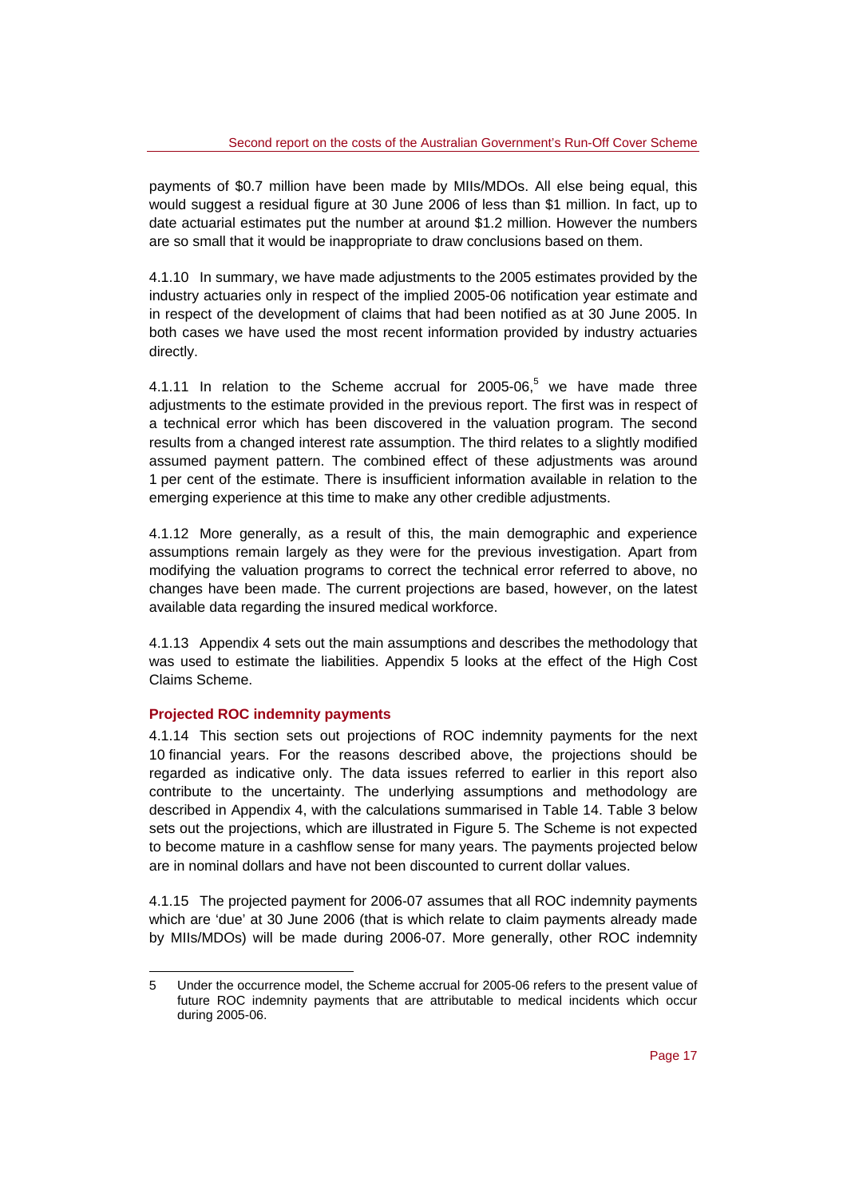payments of \$0.7 million have been made by MIIs/MDOs. All else being equal, this would suggest a residual figure at 30 June 2006 of less than \$1 million. In fact, up to date actuarial estimates put the number at around \$1.2 million. However the numbers are so small that it would be inappropriate to draw conclusions based on them.

4.1.10 In summary, we have made adjustments to the 2005 estimates provided by the industry actuaries only in respect of the implied 2005-06 notification year estimate and in respect of the development of claims that had been notified as at 30 June 2005. In both cases we have used the most recent information provided by industry actuaries directly.

4.1.11 In relation to the Scheme accrual for 2005-06,[5] we have made three adjustments to the estimate provided in the previous report. The first was in respect of a technical error which has been discovered in the valuation program. The second results from a changed interest rate assumption. The third relates to a slightly modified assumed payment pattern. The combined effect of these adjustments was around 1 per cent of the estimate. There is insufficient information available in relation to the emerging experience at this time to make any other credible adjustments.

4.1.12 More generally, as a result of this, the main demographic and experience assumptions remain largely as they were for the previous investigation. Apart from modifying the valuation programs to correct the technical error referred to above, no changes have been made. The current projections are based, however, on the latest available data regarding the insured medical workforce.

4.1.13 Appendix 4 sets out the main assumptions and describes the methodology that was used to estimate the liabilities. Appendix 5 looks at the effect of the High Cost Claims Scheme.

### Projected ROC indemnity payments

4.1.14 This section sets out projections of ROC indemnity payments for the next 10 financial years. For the reasons described above, the projections should be regarded as indicative only. The data issues referred to earlier in this report also contribute to the uncertainty. The underlying assumptions and methodology are described in Appendix 4, with the calculations summarised in Table 14. Table 3 below sets out the projections, which are illustrated in Figure 5. The Scheme is not expected to become mature in a cashflow sense for many years. The payments projected below are in nominal dollars and have not been discounted to current dollar values.

4.1.15 The projected payment for 2006-07 assumes that all ROC indemnity payments which are 'due' at 30 June 2006 (that is which relate to claim payments already made by MIIs/MDOs) will be made during 2006-07. More generally, other ROC indemnity

---

[5] Under the occurrence model, the Scheme accrual for 2005-06 refers to the present value of future ROC indemnity payments that are attributable to medical incidents which occur during 2005-06.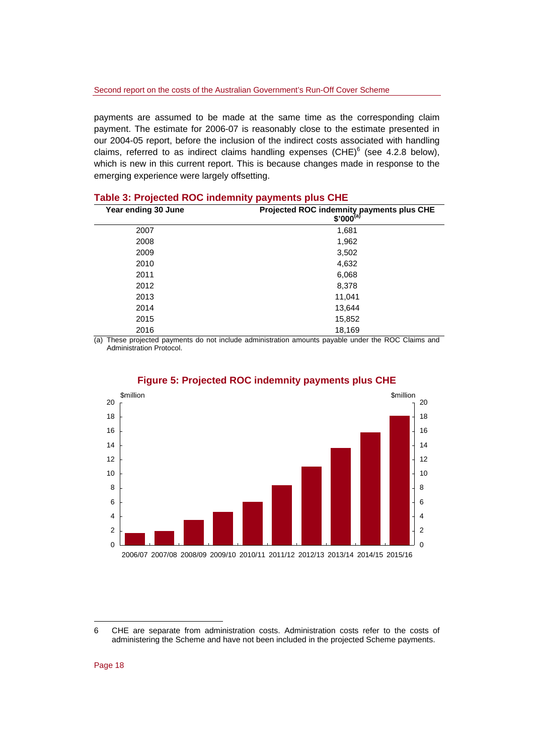payments are assumed to be made at the same time as the corresponding claim payment. The estimate for 2006-07 is reasonably close to the estimate presented in our 2004-05 report, before the inclusion of the indirect costs associated with handling claims, referred to as indirect claims handling expenses (CHE)[6] (see 4.2.8 below), which is new in this current report. This is because changes made in response to the emerging experience were largely offsetting.

**Table 3: Projected ROC indemnity payments plus CHE**

| Year ending 30 June | Projected ROC indemnity payments plus CHE $'000[(a)] |
|---|---|
| 2007 | 1,681 |
| 2008 | 1,962 |
| 2009 | 3,502 |
| 2010 | 4,632 |
| 2011 | 6,068 |
| 2012 | 8,378 |
| 2013 | 11,041 |
| 2014 | 13,644 |
| 2015 | 15,852 |
| 2016 | 18,169 |

(a) These projected payments do not include administration amounts payable under the ROC Claims and Administration Protocol.

**Figure 5: Projected ROC indemnity payments plus CHE**

6 CHE are separate from administration costs. Administration costs refer to the costs of administering the Scheme and have not been included in the projected Scheme payments.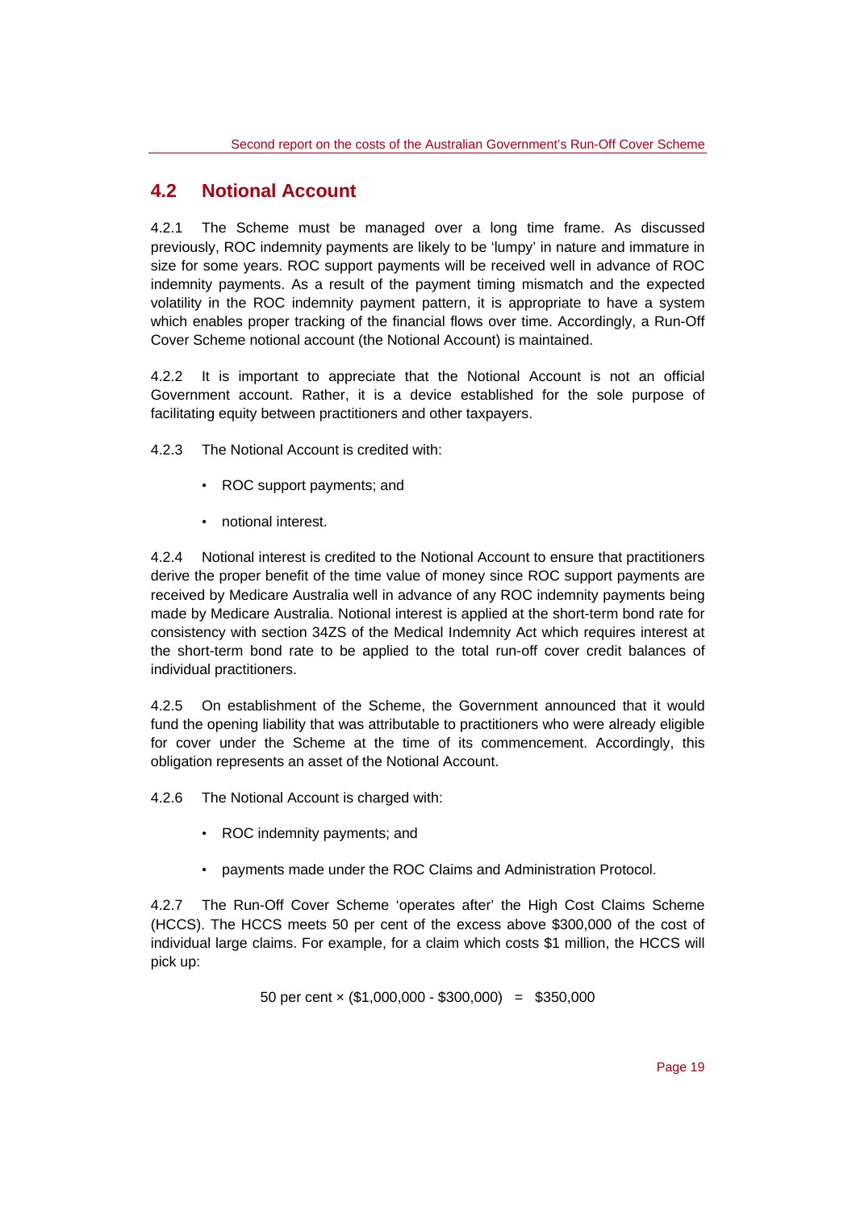## 4.2 Notional Account

4.2.1 The Scheme must be managed over a long time frame. As discussed previously, ROC indemnity payments are likely to be 'lumpy' in nature and immature in size for some years. ROC support payments will be received well in advance of ROC indemnity payments. As a result of the payment timing mismatch and the expected volatility in the ROC indemnity payment pattern, it is appropriate to have a system which enables proper tracking of the financial flows over time. Accordingly, a Run-Off Cover Scheme notional account (the Notional Account) is maintained.

4.2.2 It is important to appreciate that the Notional Account is not an official Government account. Rather, it is a device established for the sole purpose of facilitating equity between practitioners and other taxpayers.

4.2.3 The Notional Account is credited with:

- ROC support payments; and
- notional interest.

4.2.4 Notional interest is credited to the Notional Account to ensure that practitioners derive the proper benefit of the time value of money since ROC support payments are received by Medicare Australia well in advance of any ROC indemnity payments being made by Medicare Australia. Notional interest is applied at the short-term bond rate for consistency with section 34ZS of the Medical Indemnity Act which requires interest at the short-term bond rate to be applied to the total run-off cover credit balances of individual practitioners.

4.2.5 On establishment of the Scheme, the Government announced that it would fund the opening liability that was attributable to practitioners who were already eligible for cover under the Scheme at the time of its commencement. Accordingly, this obligation represents an asset of the Notional Account.

4.2.6 The Notional Account is charged with:

- ROC indemnity payments; and
- payments made under the ROC Claims and Administration Protocol.

4.2.7 The Run-Off Cover Scheme 'operates after' the High Cost Claims Scheme (HCCS). The HCCS meets 50 per cent of the excess above \$300,000 of the cost of individual large claims. For example, for a claim which costs \$1 million, the HCCS will pick up:

$$50 \text{ per cent} \times (\$1{,}000{,}000 - \$300{,}000) = \$350{,}000$$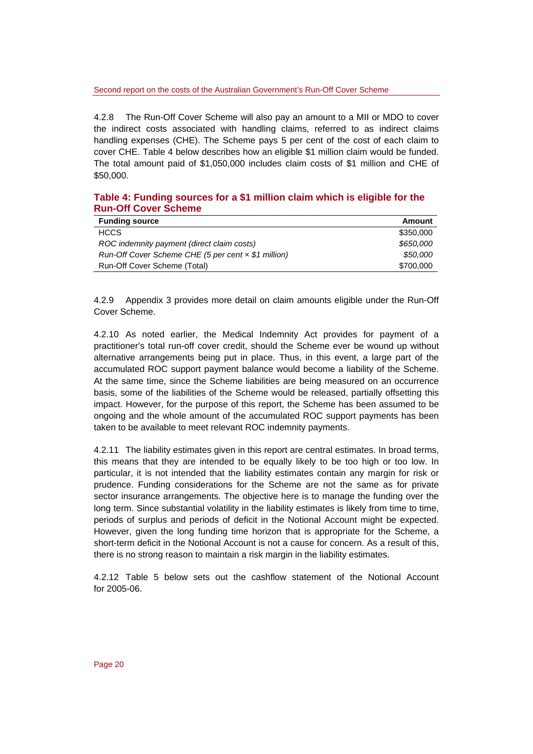4.2.8 The Run-Off Cover Scheme will also pay an amount to a MII or MDO to cover the indirect costs associated with handling claims, referred to as indirect claims handling expenses (CHE). The Scheme pays 5 per cent of the cost of each claim to cover CHE. Table 4 below describes how an eligible $1 million claim would be funded. The total amount paid of $1,050,000 includes claim costs of $1 million and CHE of $50,000.

### Table 4: Funding sources for a $1 million claim which is eligible for the Run-Off Cover Scheme

| Funding source | Amount |
|---|---|
| HCCS | $350,000 |
| *ROC indemnity payment (direct claim costs)* | *$650,000* |
| *Run-Off Cover Scheme CHE (5 per cent × $1 million)* | *$50,000* |
| Run-Off Cover Scheme (Total) | $700,000 |

4.2.9 Appendix 3 provides more detail on claim amounts eligible under the Run-Off Cover Scheme.

4.2.10 As noted earlier, the Medical Indemnity Act provides for payment of a practitioner's total run-off cover credit, should the Scheme ever be wound up without alternative arrangements being put in place. Thus, in this event, a large part of the accumulated ROC support payment balance would become a liability of the Scheme. At the same time, since the Scheme liabilities are being measured on an occurrence basis, some of the liabilities of the Scheme would be released, partially offsetting this impact. However, for the purpose of this report, the Scheme has been assumed to be ongoing and the whole amount of the accumulated ROC support payments has been taken to be available to meet relevant ROC indemnity payments.

4.2.11 The liability estimates given in this report are central estimates. In broad terms, this means that they are intended to be equally likely to be too high or too low. In particular, it is not intended that the liability estimates contain any margin for risk or prudence. Funding considerations for the Scheme are not the same as for private sector insurance arrangements. The objective here is to manage the funding over the long term. Since substantial volatility in the liability estimates is likely from time to time, periods of surplus and periods of deficit in the Notional Account might be expected. However, given the long funding time horizon that is appropriate for the Scheme, a short-term deficit in the Notional Account is not a cause for concern. As a result of this, there is no strong reason to maintain a risk margin in the liability estimates.

4.2.12 Table 5 below sets out the cashflow statement of the Notional Account for 2005-06.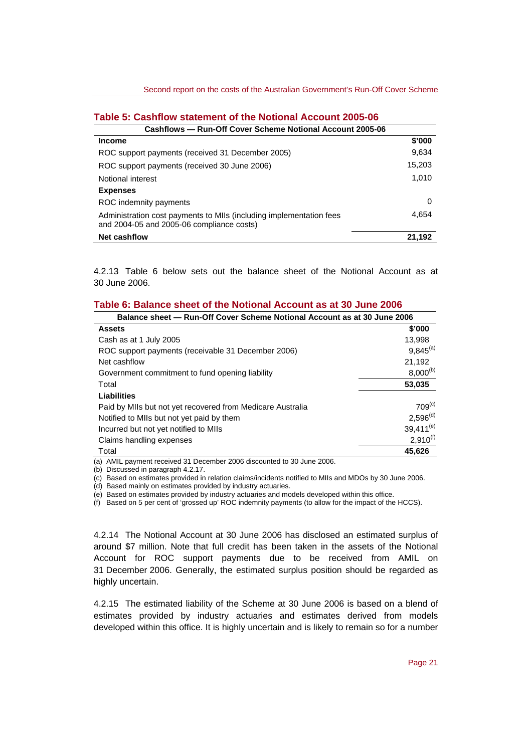### Table 5: Cashflow statement of the Notional Account 2005-06

| Cashflows — Run-Off Cover Scheme Notional Account 2005-06 | |
|---|---|
| **Income** | **$'000** |
| ROC support payments (received 31 December 2005) | 9,634 |
| ROC support payments (received 30 June 2006) | 15,203 |
| Notional interest | 1,010 |
| **Expenses** | |
| ROC indemnity payments | 0 |
| Administration cost payments to MIIs (including implementation fees and 2004-05 and 2005-06 compliance costs) | 4,654 |
| **Net cashflow** | **21,192** |

4.2.13 Table 6 below sets out the balance sheet of the Notional Account as at 30 June 2006.

### Table 6: Balance sheet of the Notional Account as at 30 June 2006

| Balance sheet — Run-Off Cover Scheme Notional Account as at 30 June 2006 | |
|---|---|
| **Assets** | **$'000** |
| Cash as at 1 July 2005 | 13,998 |
| ROC support payments (receivable 31 December 2006) | 9,845 [(a)] |
| Net cashflow | 21,192 |
| Government commitment to fund opening liability | 8,000 [(b)] |
| Total | **53,035** |
| **Liabilities** | |
| Paid by MIIs but not yet recovered from Medicare Australia | 709 [(c)] |
| Notified to MIIs but not yet paid by them | 2,596 [(d)] |
| Incurred but not yet notified to MIIs | 39,411 [(e)] |
| Claims handling expenses | 2,910 [(f)] |
| Total | **45,626** |

(a) AMIL payment received 31 December 2006 discounted to 30 June 2006.
(b) Discussed in paragraph 4.2.17.
(c) Based on estimates provided in relation claims/incidents notified to MIIs and MDOs by 30 June 2006.
(d) Based mainly on estimates provided by industry actuaries.
(e) Based on estimates provided by industry actuaries and models developed within this office.
(f) Based on 5 per cent of 'grossed up' ROC indemnity payments (to allow for the impact of the HCCS).

4.2.14 The Notional Account at 30 June 2006 has disclosed an estimated surplus of around $7 million. Note that full credit has been taken in the assets of the Notional Account for ROC support payments due to be received from AMIL on 31 December 2006. Generally, the estimated surplus position should be regarded as highly uncertain.

4.2.15 The estimated liability of the Scheme at 30 June 2006 is based on a blend of estimates provided by industry actuaries and estimates derived from models developed within this office. It is highly uncertain and is likely to remain so for a number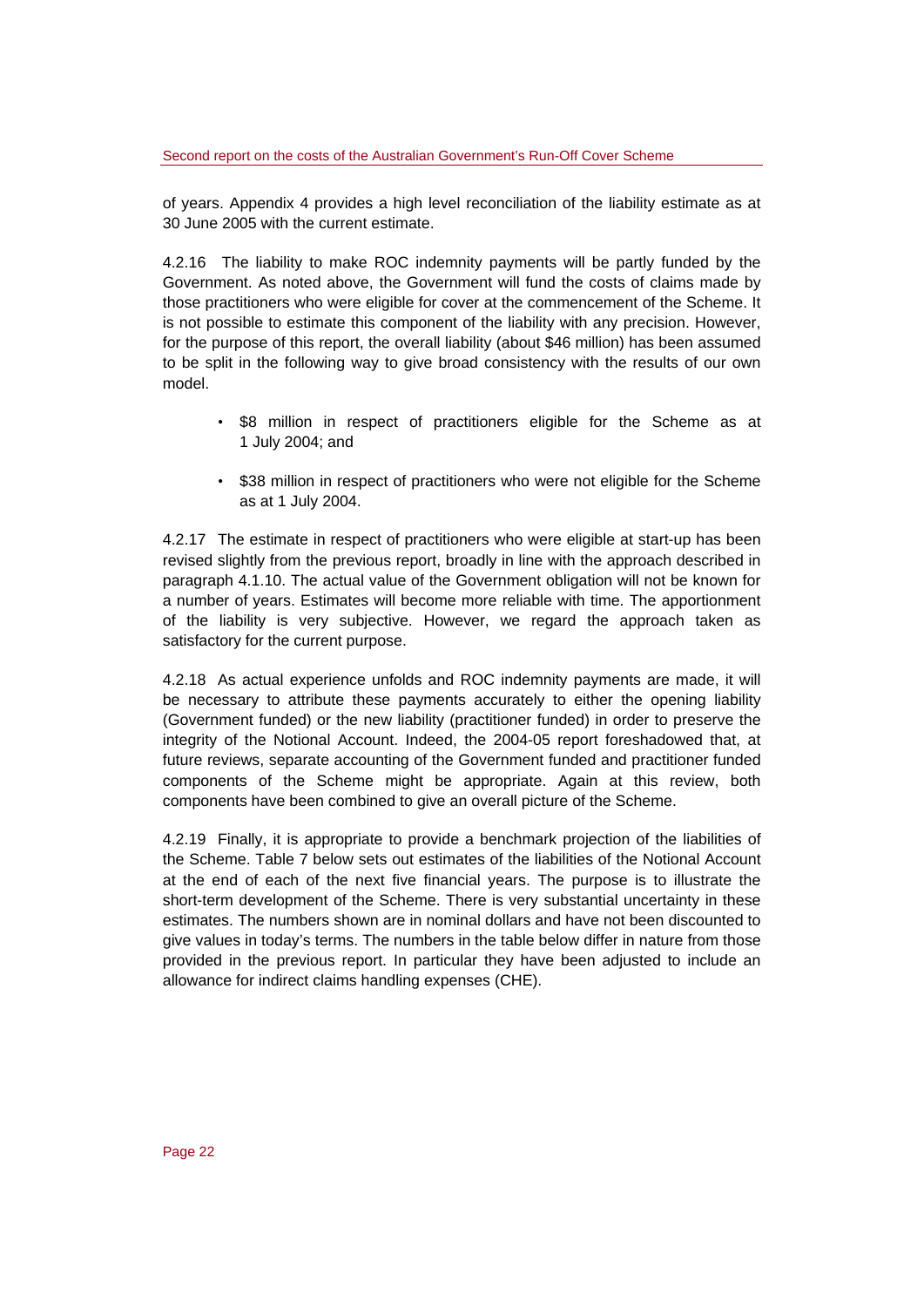of years. Appendix 4 provides a high level reconciliation of the liability estimate as at 30 June 2005 with the current estimate.

4.2.16 The liability to make ROC indemnity payments will be partly funded by the Government. As noted above, the Government will fund the costs of claims made by those practitioners who were eligible for cover at the commencement of the Scheme. It is not possible to estimate this component of the liability with any precision. However, for the purpose of this report, the overall liability (about $46 million) has been assumed to be split in the following way to give broad consistency with the results of our own model.

- $8 million in respect of practitioners eligible for the Scheme as at 1 July 2004; and
- $38 million in respect of practitioners who were not eligible for the Scheme as at 1 July 2004.

4.2.17 The estimate in respect of practitioners who were eligible at start-up has been revised slightly from the previous report, broadly in line with the approach described in paragraph 4.1.10. The actual value of the Government obligation will not be known for a number of years. Estimates will become more reliable with time. The apportionment of the liability is very subjective. However, we regard the approach taken as satisfactory for the current purpose.

4.2.18 As actual experience unfolds and ROC indemnity payments are made, it will be necessary to attribute these payments accurately to either the opening liability (Government funded) or the new liability (practitioner funded) in order to preserve the integrity of the Notional Account. Indeed, the 2004-05 report foreshadowed that, at future reviews, separate accounting of the Government funded and practitioner funded components of the Scheme might be appropriate. Again at this review, both components have been combined to give an overall picture of the Scheme.

4.2.19 Finally, it is appropriate to provide a benchmark projection of the liabilities of the Scheme. Table 7 below sets out estimates of the liabilities of the Notional Account at the end of each of the next five financial years. The purpose is to illustrate the short-term development of the Scheme. There is very substantial uncertainty in these estimates. The numbers shown are in nominal dollars and have not been discounted to give values in today's terms. The numbers in the table below differ in nature from those provided in the previous report. In particular they have been adjusted to include an allowance for indirect claims handling expenses (CHE).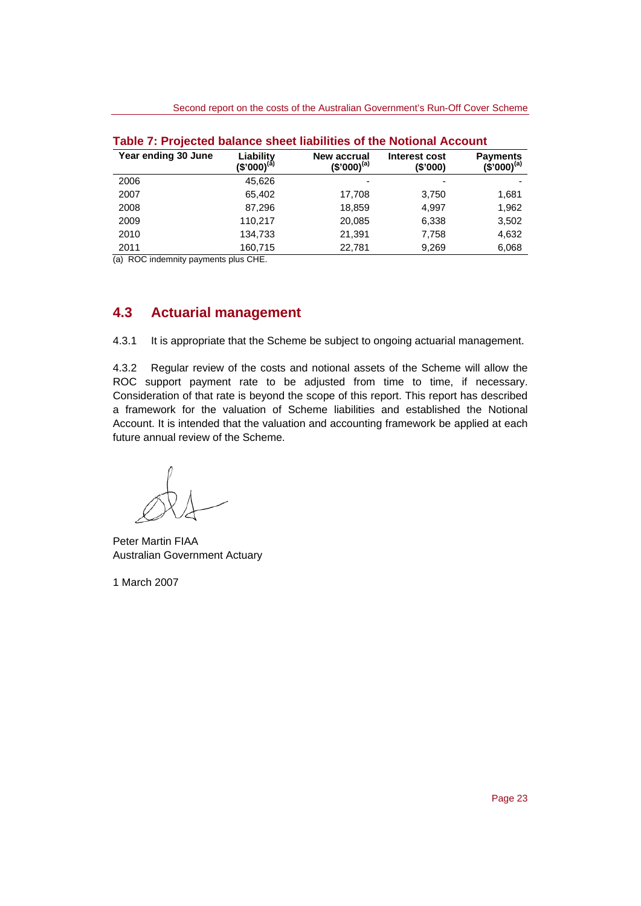**Table 7: Projected balance sheet liabilities of the Notional Account**

| Year ending 30 June | Liability ($'000)[(a)] | New accrual ($'000)[(a)] | Interest cost ($'000) | Payments ($'000)[(a)] |
|---|---|---|---|---|
| 2006 | 45,626 | - | - | - |
| 2007 | 65,402 | 17,708 | 3,750 | 1,681 |
| 2008 | 87,296 | 18,859 | 4,997 | 1,962 |
| 2009 | 110,217 | 20,085 | 6,338 | 3,502 |
| 2010 | 134,733 | 21,391 | 7,758 | 4,632 |
| 2011 | 160,715 | 22,781 | 9,269 | 6,068 |

(a) ROC indemnity payments plus CHE.

## 4.3 Actuarial management

4.3.1 It is appropriate that the Scheme be subject to ongoing actuarial management.

4.3.2 Regular review of the costs and notional assets of the Scheme will allow the ROC support payment rate to be adjusted from time to time, if necessary. Consideration of that rate is beyond the scope of this report. This report has described a framework for the valuation of Scheme liabilities and established the Notional Account. It is intended that the valuation and accounting framework be applied at each future annual review of the Scheme.

Peter Martin FIAA
Australian Government Actuary

1 March 2007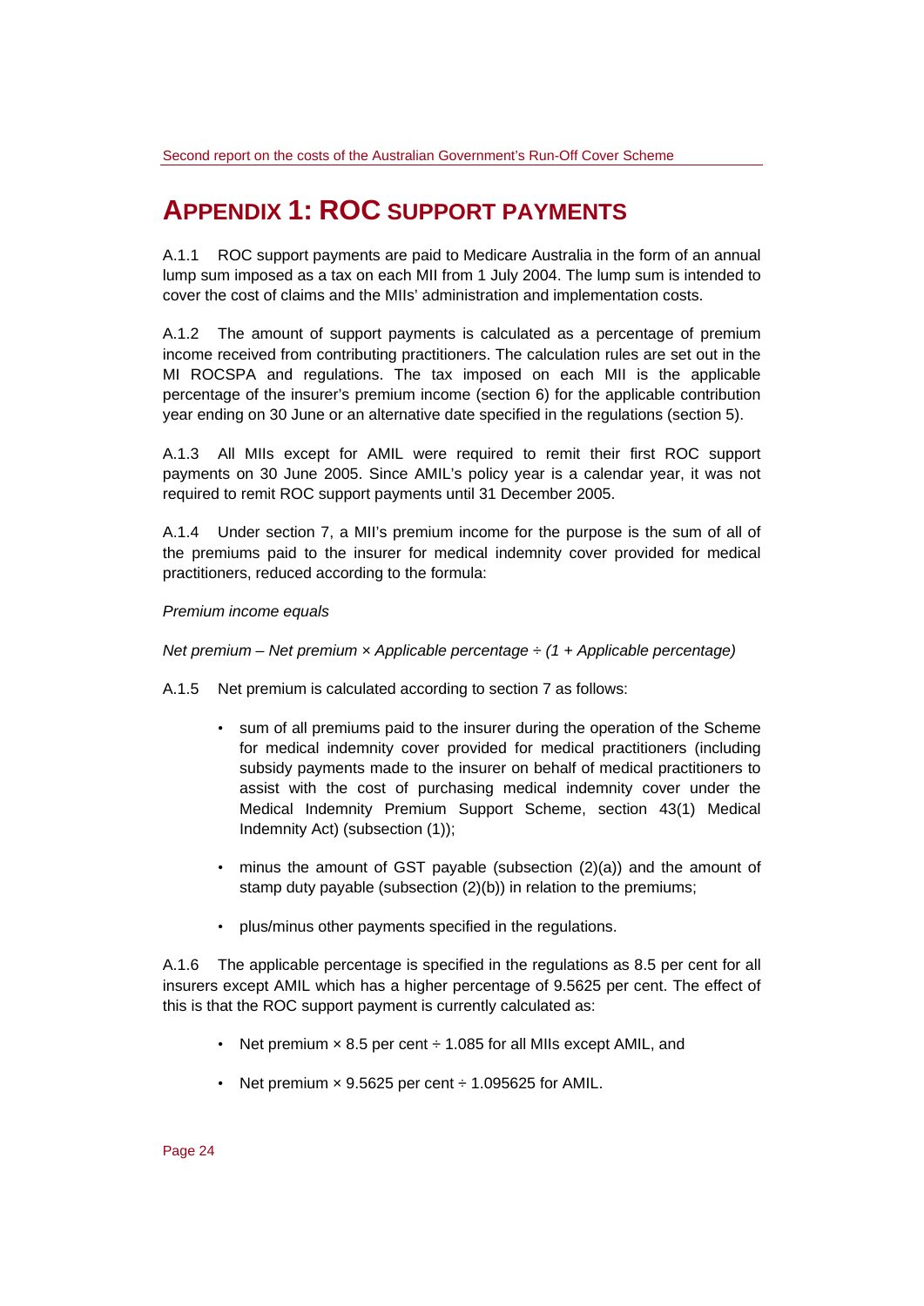# APPENDIX 1: ROC SUPPORT PAYMENTS

A.1.1 ROC support payments are paid to Medicare Australia in the form of an annual lump sum imposed as a tax on each MII from 1 July 2004. The lump sum is intended to cover the cost of claims and the MIIs' administration and implementation costs.

A.1.2 The amount of support payments is calculated as a percentage of premium income received from contributing practitioners. The calculation rules are set out in the MI ROCSPA and regulations. The tax imposed on each MII is the applicable percentage of the insurer's premium income (section 6) for the applicable contribution year ending on 30 June or an alternative date specified in the regulations (section 5).

A.1.3 All MIIs except for AMIL were required to remit their first ROC support payments on 30 June 2005. Since AMIL's policy year is a calendar year, it was not required to remit ROC support payments until 31 December 2005.

A.1.4 Under section 7, a MII's premium income for the purpose is the sum of all of the premiums paid to the insurer for medical indemnity cover provided for medical practitioners, reduced according to the formula:

*Premium income equals*

*Net premium – Net premium × Applicable percentage ÷ (1 + Applicable percentage)*

A.1.5 Net premium is calculated according to section 7 as follows:

- sum of all premiums paid to the insurer during the operation of the Scheme for medical indemnity cover provided for medical practitioners (including subsidy payments made to the insurer on behalf of medical practitioners to assist with the cost of purchasing medical indemnity cover under the Medical Indemnity Premium Support Scheme, section 43(1) Medical Indemnity Act) (subsection (1));
- minus the amount of GST payable (subsection (2)(a)) and the amount of stamp duty payable (subsection (2)(b)) in relation to the premiums;
- plus/minus other payments specified in the regulations.

A.1.6 The applicable percentage is specified in the regulations as 8.5 per cent for all insurers except AMIL which has a higher percentage of 9.5625 per cent. The effect of this is that the ROC support payment is currently calculated as:

- Net premium × 8.5 per cent ÷ 1.085 for all MIIs except AMIL, and
- Net premium × 9.5625 per cent ÷ 1.095625 for AMIL.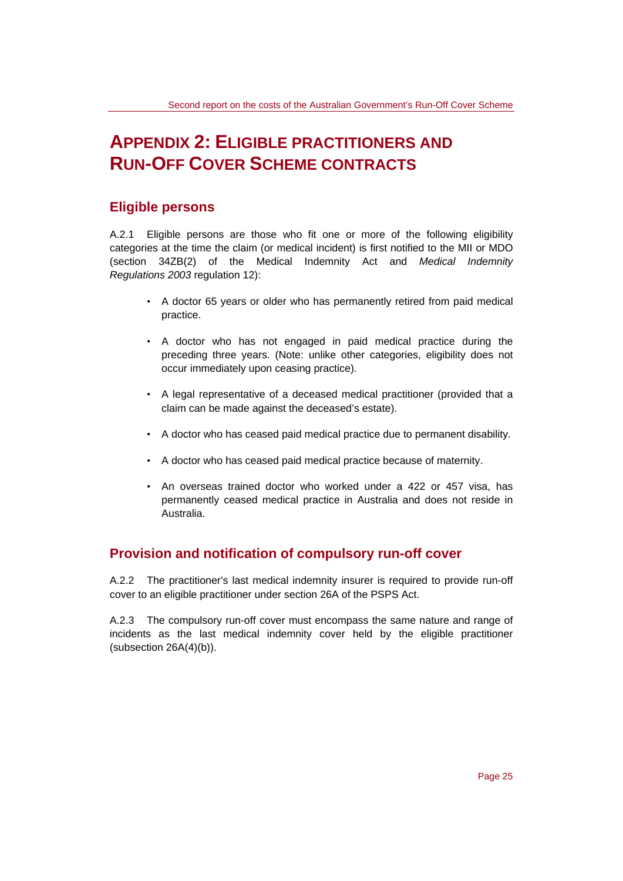# Appendix 2: Eligible practitioners and Run-Off Cover Scheme contracts

## Eligible persons

A.2.1 Eligible persons are those who fit one or more of the following eligibility categories at the time the claim (or medical incident) is first notified to the MII or MDO (section 34ZB(2) of the Medical Indemnity Act and *Medical Indemnity Regulations 2003* regulation 12):

- A doctor 65 years or older who has permanently retired from paid medical practice.
- A doctor who has not engaged in paid medical practice during the preceding three years. (Note: unlike other categories, eligibility does not occur immediately upon ceasing practice).
- A legal representative of a deceased medical practitioner (provided that a claim can be made against the deceased's estate).
- A doctor who has ceased paid medical practice due to permanent disability.
- A doctor who has ceased paid medical practice because of maternity.
- An overseas trained doctor who worked under a 422 or 457 visa, has permanently ceased medical practice in Australia and does not reside in Australia.

## Provision and notification of compulsory run-off cover

A.2.2 The practitioner's last medical indemnity insurer is required to provide run-off cover to an eligible practitioner under section 26A of the PSPS Act.

A.2.3 The compulsory run-off cover must encompass the same nature and range of incidents as the last medical indemnity cover held by the eligible practitioner (subsection 26A(4)(b)).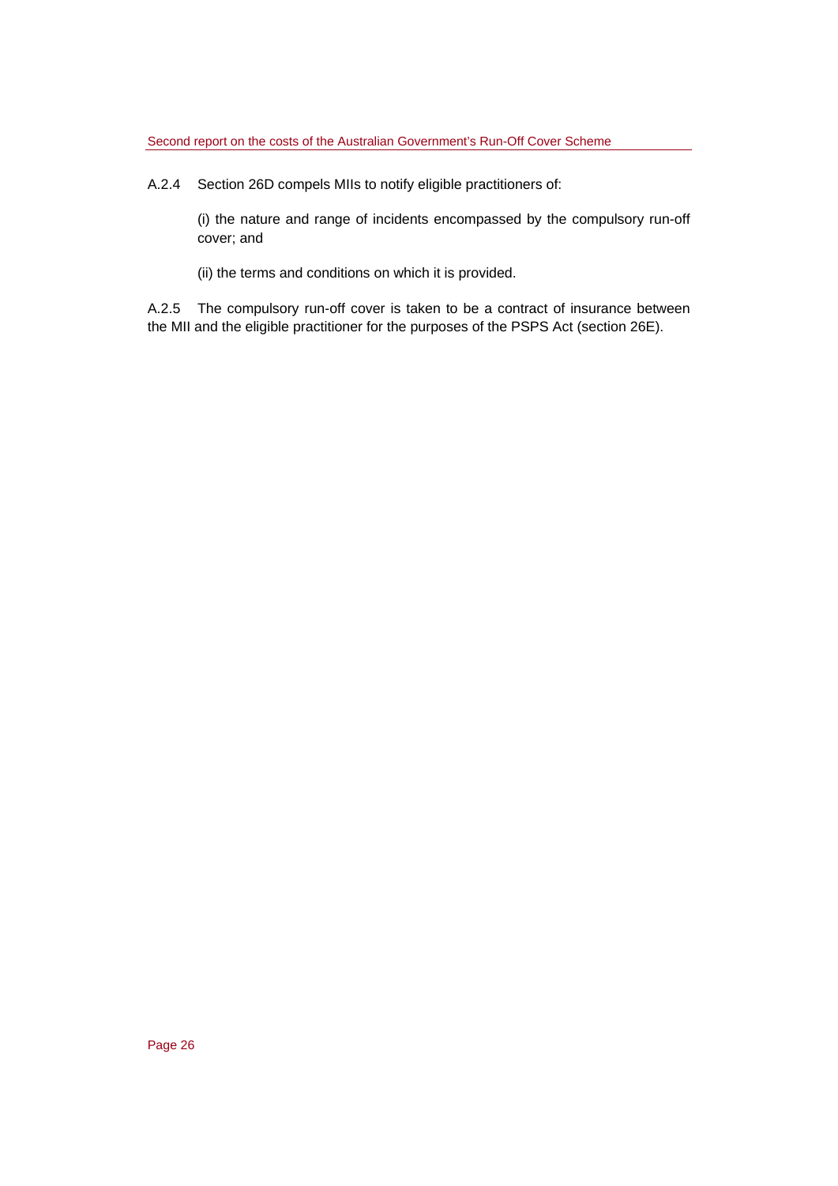A.2.4 Section 26D compels MIIs to notify eligible practitioners of:

(i) the nature and range of incidents encompassed by the compulsory run-off cover; and

(ii) the terms and conditions on which it is provided.

A.2.5 The compulsory run-off cover is taken to be a contract of insurance between the MII and the eligible practitioner for the purposes of the PSPS Act (section 26E).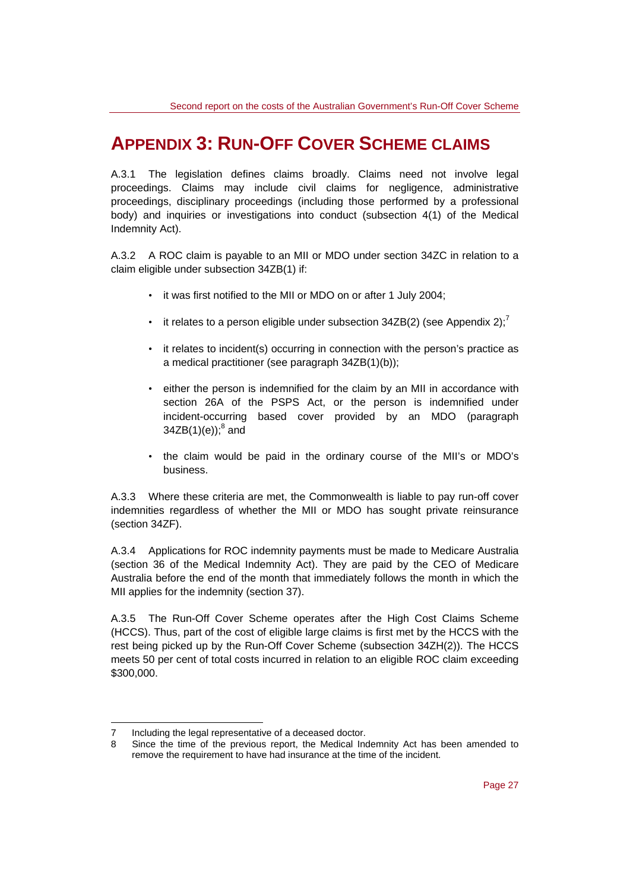# APPENDIX 3: RUN-OFF COVER SCHEME CLAIMS

A.3.1 The legislation defines claims broadly. Claims need not involve legal proceedings. Claims may include civil claims for negligence, administrative proceedings, disciplinary proceedings (including those performed by a professional body) and inquiries or investigations into conduct (subsection 4(1) of the Medical Indemnity Act).

A.3.2 A ROC claim is payable to an MII or MDO under section 34ZC in relation to a claim eligible under subsection 34ZB(1) if:

- it was first notified to the MII or MDO on or after 1 July 2004;
- it relates to a person eligible under subsection 34ZB(2) (see Appendix 2);[7]
- it relates to incident(s) occurring in connection with the person's practice as a medical practitioner (see paragraph 34ZB(1)(b));
- either the person is indemnified for the claim by an MII in accordance with section 26A of the PSPS Act, or the person is indemnified under incident-occurring based cover provided by an MDO (paragraph 34ZB(1)(e));[8] and
- the claim would be paid in the ordinary course of the MII's or MDO's business.

A.3.3 Where these criteria are met, the Commonwealth is liable to pay run-off cover indemnities regardless of whether the MII or MDO has sought private reinsurance (section 34ZF).

A.3.4 Applications for ROC indemnity payments must be made to Medicare Australia (section 36 of the Medical Indemnity Act). They are paid by the CEO of Medicare Australia before the end of the month that immediately follows the month in which the MII applies for the indemnity (section 37).

A.3.5 The Run-Off Cover Scheme operates after the High Cost Claims Scheme (HCCS). Thus, part of the cost of eligible large claims is first met by the HCCS with the rest being picked up by the Run-Off Cover Scheme (subsection 34ZH(2)). The HCCS meets 50 per cent of total costs incurred in relation to an eligible ROC claim exceeding $300,000.

---

7 Including the legal representative of a deceased doctor.

8 Since the time of the previous report, the Medical Indemnity Act has been amended to remove the requirement to have had insurance at the time of the incident.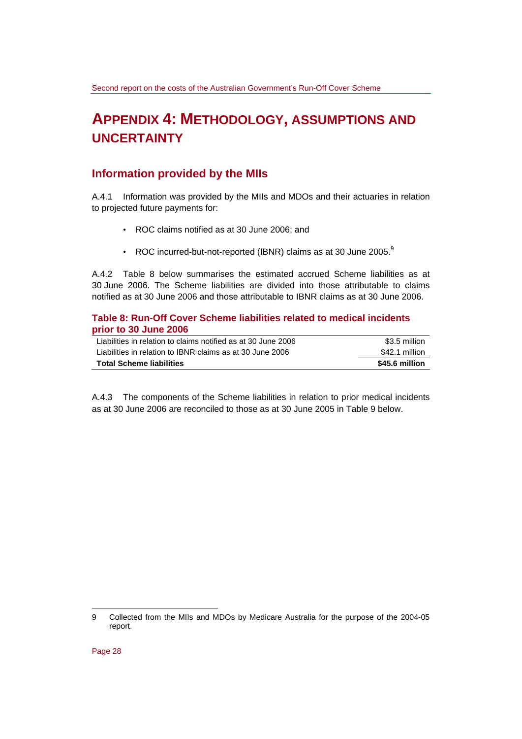# APPENDIX 4: METHODOLOGY, ASSUMPTIONS AND UNCERTAINTY

## Information provided by the MIIs

A.4.1 Information was provided by the MIIs and MDOs and their actuaries in relation to projected future payments for:

- ROC claims notified as at 30 June 2006; and
- ROC incurred-but-not-reported (IBNR) claims as at 30 June 2005.[9]

A.4.2 Table 8 below summarises the estimated accrued Scheme liabilities as at 30 June 2006. The Scheme liabilities are divided into those attributable to claims notified as at 30 June 2006 and those attributable to IBNR claims as at 30 June 2006.

**Table 8: Run-Off Cover Scheme liabilities related to medical incidents prior to 30 June 2006**

| | |
|---|---|
| Liabilities in relation to claims notified as at 30 June 2006 | $3.5 million |
| Liabilities in relation to IBNR claims as at 30 June 2006 | $42.1 million |
| **Total Scheme liabilities** | **$45.6 million** |

A.4.3 The components of the Scheme liabilities in relation to prior medical incidents as at 30 June 2006 are reconciled to those as at 30 June 2005 in Table 9 below.

9 Collected from the MIIs and MDOs by Medicare Australia for the purpose of the 2004-05 report.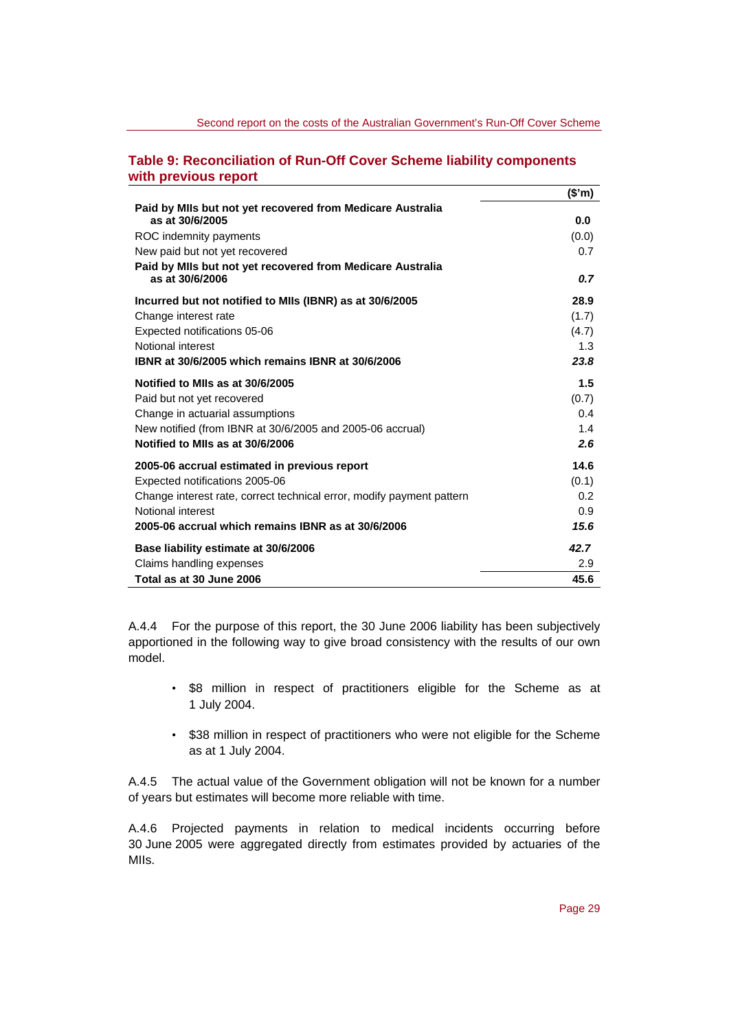## Table 9: Reconciliation of Run-Off Cover Scheme liability components with previous report

| | ($'m) |
|---|---|
| **Paid by MIIs but not yet recovered from Medicare Australia as at 30/6/2005** | **0.0** |
| ROC indemnity payments | (0.0) |
| New paid but not yet recovered | 0.7 |
| **Paid by MIIs but not yet recovered from Medicare Australia as at 30/6/2006** | ***0.7*** |
| **Incurred but not notified to MIIs (IBNR) as at 30/6/2005** | **28.9** |
| Change interest rate | (1.7) |
| Expected notifications 05-06 | (4.7) |
| Notional interest | 1.3 |
| **IBNR at 30/6/2005 which remains IBNR at 30/6/2006** | ***23.8*** |
| **Notified to MIIs as at 30/6/2005** | **1.5** |
| Paid but not yet recovered | (0.7) |
| Change in actuarial assumptions | 0.4 |
| New notified (from IBNR at 30/6/2005 and 2005-06 accrual) | 1.4 |
| **Notified to MIIs as at 30/6/2006** | ***2.6*** |
| **2005-06 accrual estimated in previous report** | **14.6** |
| Expected notifications 2005-06 | (0.1) |
| Change interest rate, correct technical error, modify payment pattern | 0.2 |
| Notional interest | 0.9 |
| **2005-06 accrual which remains IBNR as at 30/6/2006** | ***15.6*** |
| **Base liability estimate at 30/6/2006** | ***42.7*** |
| Claims handling expenses | 2.9 |
| **Total as at 30 June 2006** | **45.6** |

A.4.4 For the purpose of this report, the 30 June 2006 liability has been subjectively apportioned in the following way to give broad consistency with the results of our own model.

- $8 million in respect of practitioners eligible for the Scheme as at 1 July 2004.
- $38 million in respect of practitioners who were not eligible for the Scheme as at 1 July 2004.

A.4.5 The actual value of the Government obligation will not be known for a number of years but estimates will become more reliable with time.

A.4.6 Projected payments in relation to medical incidents occurring before 30 June 2005 were aggregated directly from estimates provided by actuaries of the MIIs.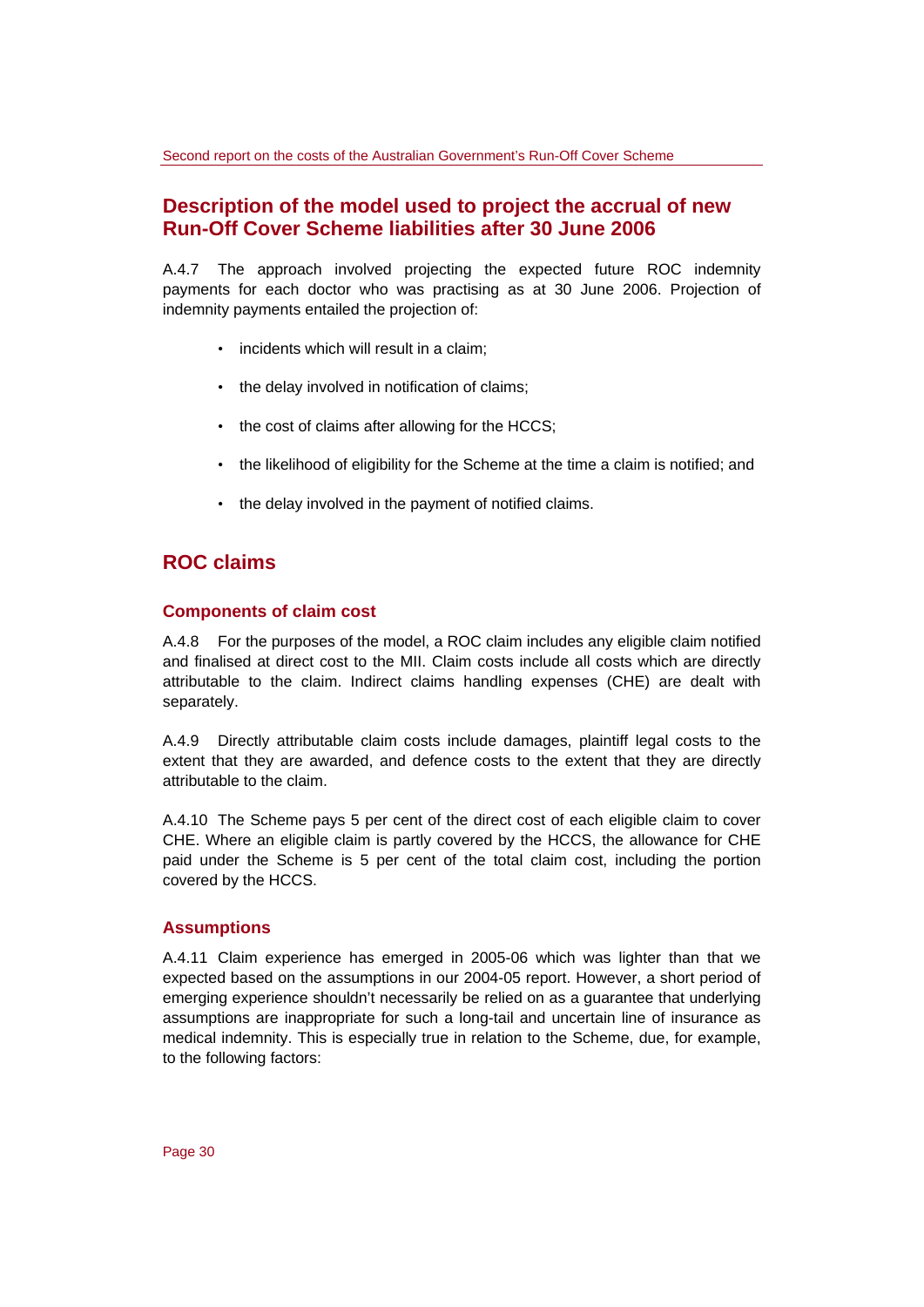## Description of the model used to project the accrual of new Run-Off Cover Scheme liabilities after 30 June 2006

A.4.7 The approach involved projecting the expected future ROC indemnity payments for each doctor who was practising as at 30 June 2006. Projection of indemnity payments entailed the projection of:

- incidents which will result in a claim;
- the delay involved in notification of claims;
- the cost of claims after allowing for the HCCS;
- the likelihood of eligibility for the Scheme at the time a claim is notified; and
- the delay involved in the payment of notified claims.

## ROC claims

### Components of claim cost

A.4.8 For the purposes of the model, a ROC claim includes any eligible claim notified and finalised at direct cost to the MII. Claim costs include all costs which are directly attributable to the claim. Indirect claims handling expenses (CHE) are dealt with separately.

A.4.9 Directly attributable claim costs include damages, plaintiff legal costs to the extent that they are awarded, and defence costs to the extent that they are directly attributable to the claim.

A.4.10 The Scheme pays 5 per cent of the direct cost of each eligible claim to cover CHE. Where an eligible claim is partly covered by the HCCS, the allowance for CHE paid under the Scheme is 5 per cent of the total claim cost, including the portion covered by the HCCS.

### Assumptions

A.4.11 Claim experience has emerged in 2005-06 which was lighter than that we expected based on the assumptions in our 2004-05 report. However, a short period of emerging experience shouldn't necessarily be relied on as a guarantee that underlying assumptions are inappropriate for such a long-tail and uncertain line of insurance as medical indemnity. This is especially true in relation to the Scheme, due, for example, to the following factors: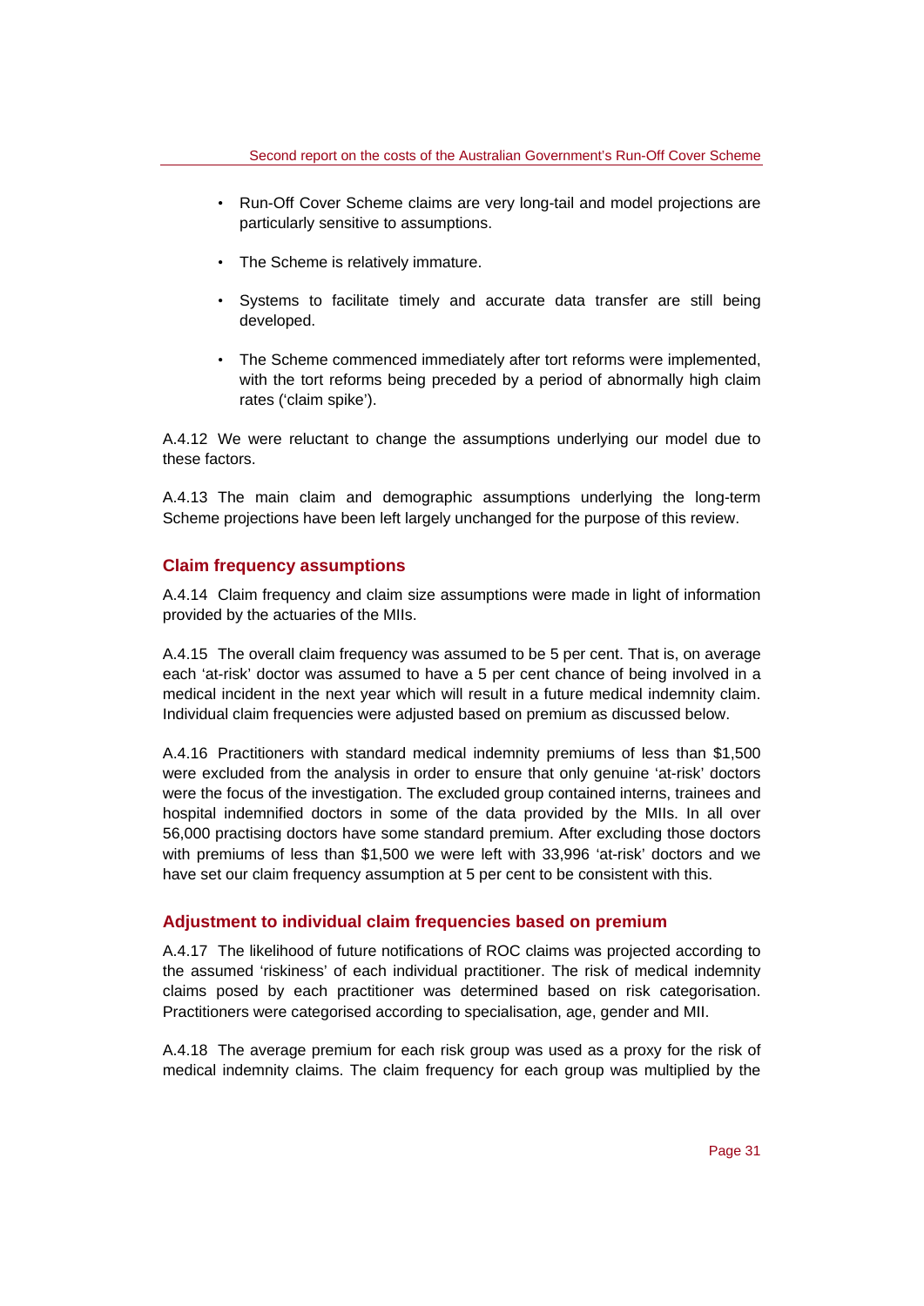- Run-Off Cover Scheme claims are very long-tail and model projections are particularly sensitive to assumptions.
- The Scheme is relatively immature.
- Systems to facilitate timely and accurate data transfer are still being developed.
- The Scheme commenced immediately after tort reforms were implemented, with the tort reforms being preceded by a period of abnormally high claim rates ('claim spike').

A.4.12 We were reluctant to change the assumptions underlying our model due to these factors.

A.4.13 The main claim and demographic assumptions underlying the long-term Scheme projections have been left largely unchanged for the purpose of this review.

### Claim frequency assumptions

A.4.14 Claim frequency and claim size assumptions were made in light of information provided by the actuaries of the MIIs.

A.4.15 The overall claim frequency was assumed to be 5 per cent. That is, on average each 'at-risk' doctor was assumed to have a 5 per cent chance of being involved in a medical incident in the next year which will result in a future medical indemnity claim. Individual claim frequencies were adjusted based on premium as discussed below.

A.4.16 Practitioners with standard medical indemnity premiums of less than $1,500 were excluded from the analysis in order to ensure that only genuine 'at-risk' doctors were the focus of the investigation. The excluded group contained interns, trainees and hospital indemnified doctors in some of the data provided by the MIIs. In all over 56,000 practising doctors have some standard premium. After excluding those doctors with premiums of less than $1,500 we were left with 33,996 'at-risk' doctors and we have set our claim frequency assumption at 5 per cent to be consistent with this.

### Adjustment to individual claim frequencies based on premium

A.4.17 The likelihood of future notifications of ROC claims was projected according to the assumed 'riskiness' of each individual practitioner. The risk of medical indemnity claims posed by each practitioner was determined based on risk categorisation. Practitioners were categorised according to specialisation, age, gender and MII.

A.4.18 The average premium for each risk group was used as a proxy for the risk of medical indemnity claims. The claim frequency for each group was multiplied by the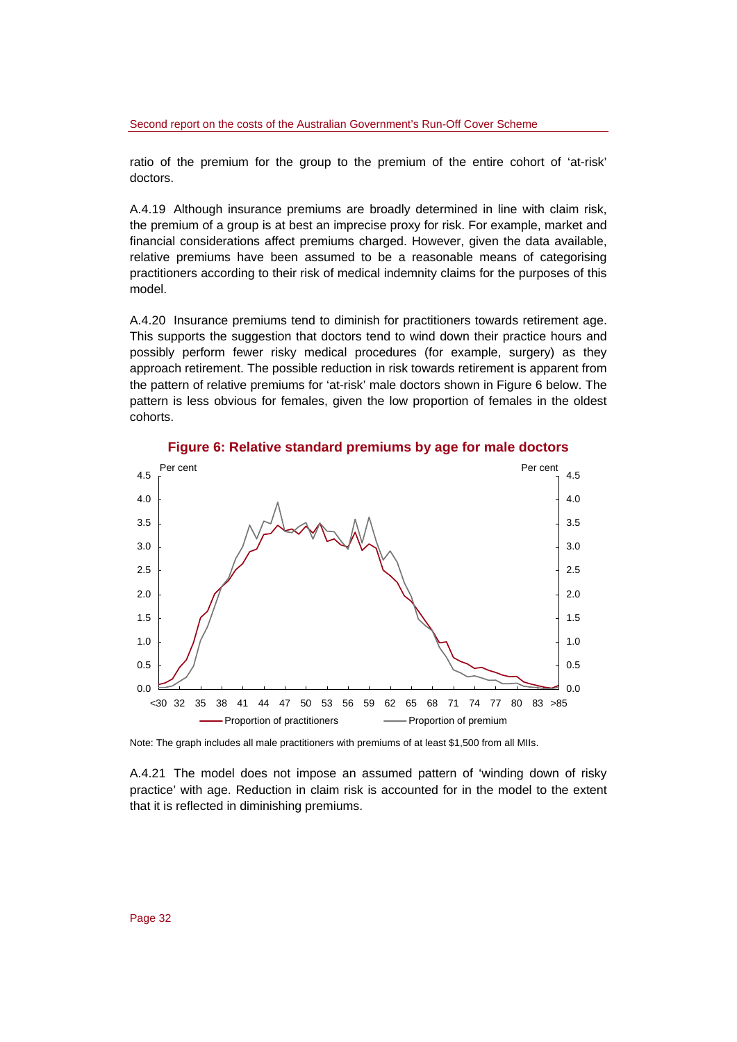ratio of the premium for the group to the premium of the entire cohort of 'at-risk' doctors.

A.4.19 Although insurance premiums are broadly determined in line with claim risk, the premium of a group is at best an imprecise proxy for risk. For example, market and financial considerations affect premiums charged. However, given the data available, relative premiums have been assumed to be a reasonable means of categorising practitioners according to their risk of medical indemnity claims for the purposes of this model.

A.4.20 Insurance premiums tend to diminish for practitioners towards retirement age. This supports the suggestion that doctors tend to wind down their practice hours and possibly perform fewer risky medical procedures (for example, surgery) as they approach retirement. The possible reduction in risk towards retirement is apparent from the pattern of relative premiums for 'at-risk' male doctors shown in Figure 6 below. The pattern is less obvious for females, given the low proportion of females in the oldest cohorts.

**Figure 6: Relative standard premiums by age for male doctors**

Note: The graph includes all male practitioners with premiums of at least $1,500 from all MIIs.

A.4.21 The model does not impose an assumed pattern of 'winding down of risky practice' with age. Reduction in claim risk is accounted for in the model to the extent that it is reflected in diminishing premiums.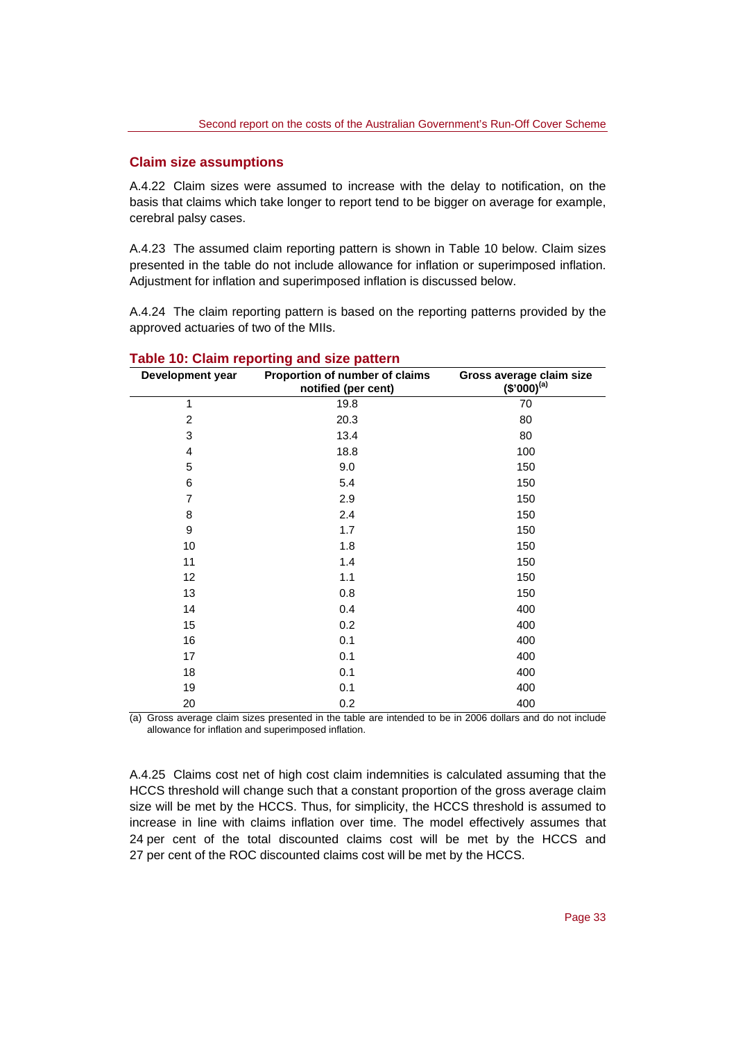## Claim size assumptions

A.4.22 Claim sizes were assumed to increase with the delay to notification, on the basis that claims which take longer to report tend to be bigger on average for example, cerebral palsy cases.

A.4.23 The assumed claim reporting pattern is shown in Table 10 below. Claim sizes presented in the table do not include allowance for inflation or superimposed inflation. Adjustment for inflation and superimposed inflation is discussed below.

A.4.24 The claim reporting pattern is based on the reporting patterns provided by the approved actuaries of two of the MIIs.

**Table 10: Claim reporting and size pattern**

| Development year | Proportion of number of claims notified (per cent) | Gross average claim size ($'000)[(a)] |
|---|---|---|
| 1 | 19.8 | 70 |
| 2 | 20.3 | 80 |
| 3 | 13.4 | 80 |
| 4 | 18.8 | 100 |
| 5 | 9.0 | 150 |
| 6 | 5.4 | 150 |
| 7 | 2.9 | 150 |
| 8 | 2.4 | 150 |
| 9 | 1.7 | 150 |
| 10 | 1.8 | 150 |
| 11 | 1.4 | 150 |
| 12 | 1.1 | 150 |
| 13 | 0.8 | 150 |
| 14 | 0.4 | 400 |
| 15 | 0.2 | 400 |
| 16 | 0.1 | 400 |
| 17 | 0.1 | 400 |
| 18 | 0.1 | 400 |
| 19 | 0.1 | 400 |
| 20 | 0.2 | 400 |

(a) Gross average claim sizes presented in the table are intended to be in 2006 dollars and do not include allowance for inflation and superimposed inflation.

A.4.25 Claims cost net of high cost claim indemnities is calculated assuming that the HCCS threshold will change such that a constant proportion of the gross average claim size will be met by the HCCS. Thus, for simplicity, the HCCS threshold is assumed to increase in line with claims inflation over time. The model effectively assumes that 24 per cent of the total discounted claims cost will be met by the HCCS and 27 per cent of the ROC discounted claims cost will be met by the HCCS.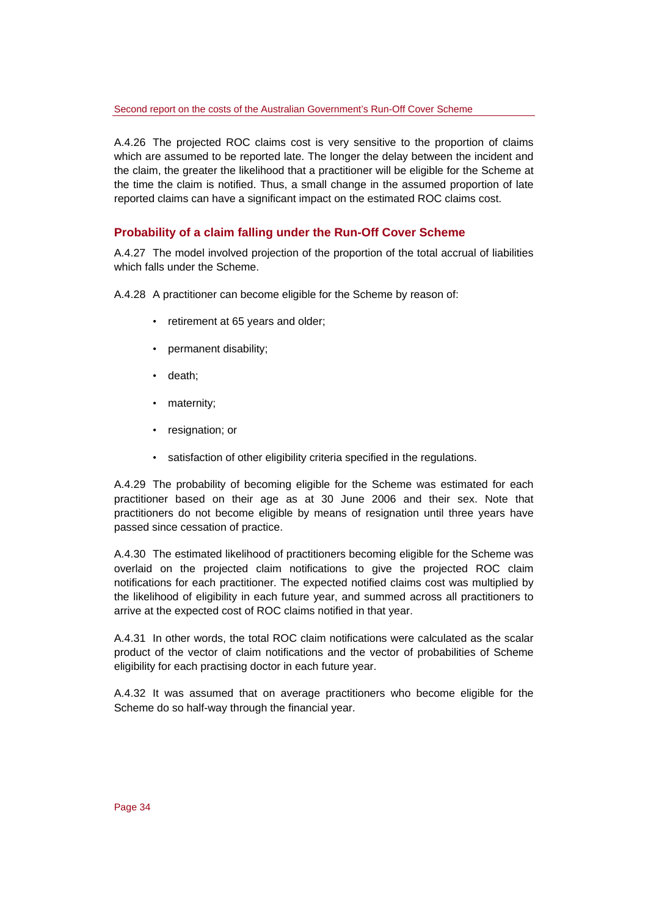A.4.26 The projected ROC claims cost is very sensitive to the proportion of claims which are assumed to be reported late. The longer the delay between the incident and the claim, the greater the likelihood that a practitioner will be eligible for the Scheme at the time the claim is notified. Thus, a small change in the assumed proportion of late reported claims can have a significant impact on the estimated ROC claims cost.

### Probability of a claim falling under the Run-Off Cover Scheme

A.4.27 The model involved projection of the proportion of the total accrual of liabilities which falls under the Scheme.

A.4.28 A practitioner can become eligible for the Scheme by reason of:

- retirement at 65 years and older;
- permanent disability;
- death;
- maternity;
- resignation; or
- satisfaction of other eligibility criteria specified in the regulations.

A.4.29 The probability of becoming eligible for the Scheme was estimated for each practitioner based on their age as at 30 June 2006 and their sex. Note that practitioners do not become eligible by means of resignation until three years have passed since cessation of practice.

A.4.30 The estimated likelihood of practitioners becoming eligible for the Scheme was overlaid on the projected claim notifications to give the projected ROC claim notifications for each practitioner. The expected notified claims cost was multiplied by the likelihood of eligibility in each future year, and summed across all practitioners to arrive at the expected cost of ROC claims notified in that year.

A.4.31 In other words, the total ROC claim notifications were calculated as the scalar product of the vector of claim notifications and the vector of probabilities of Scheme eligibility for each practising doctor in each future year.

A.4.32 It was assumed that on average practitioners who become eligible for the Scheme do so half-way through the financial year.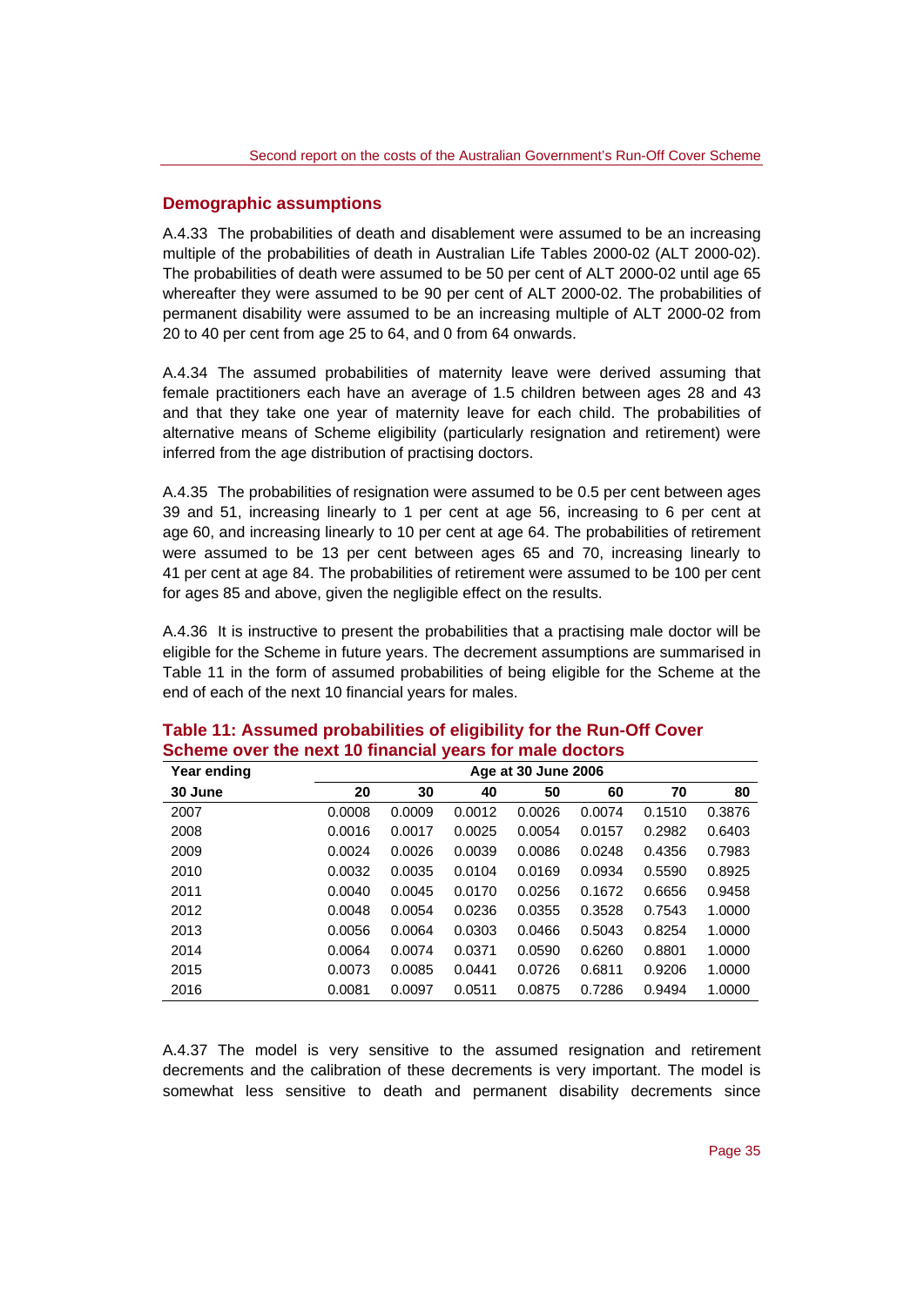## Demographic assumptions

A.4.33 The probabilities of death and disablement were assumed to be an increasing multiple of the probabilities of death in Australian Life Tables 2000-02 (ALT 2000-02). The probabilities of death were assumed to be 50 per cent of ALT 2000-02 until age 65 whereafter they were assumed to be 90 per cent of ALT 2000-02. The probabilities of permanent disability were assumed to be an increasing multiple of ALT 2000-02 from 20 to 40 per cent from age 25 to 64, and 0 from 64 onwards.

A.4.34 The assumed probabilities of maternity leave were derived assuming that female practitioners each have an average of 1.5 children between ages 28 and 43 and that they take one year of maternity leave for each child. The probabilities of alternative means of Scheme eligibility (particularly resignation and retirement) were inferred from the age distribution of practising doctors.

A.4.35 The probabilities of resignation were assumed to be 0.5 per cent between ages 39 and 51, increasing linearly to 1 per cent at age 56, increasing to 6 per cent at age 60, and increasing linearly to 10 per cent at age 64. The probabilities of retirement were assumed to be 13 per cent between ages 65 and 70, increasing linearly to 41 per cent at age 84. The probabilities of retirement were assumed to be 100 per cent for ages 85 and above, given the negligible effect on the results.

A.4.36 It is instructive to present the probabilities that a practising male doctor will be eligible for the Scheme in future years. The decrement assumptions are summarised in Table 11 in the form of assumed probabilities of being eligible for the Scheme at the end of each of the next 10 financial years for males.

### Table 11: Assumed probabilities of eligibility for the Run-Off Cover Scheme over the next 10 financial years for male doctors

| Year ending | Age at 30 June 2006 | | | | | | |
|---|---|---|---|---|---|---|---|
| 30 June | 20 | 30 | 40 | 50 | 60 | 70 | 80 |
| 2007 | 0.0008 | 0.0009 | 0.0012 | 0.0026 | 0.0074 | 0.1510 | 0.3876 |
| 2008 | 0.0016 | 0.0017 | 0.0025 | 0.0054 | 0.0157 | 0.2982 | 0.6403 |
| 2009 | 0.0024 | 0.0026 | 0.0039 | 0.0086 | 0.0248 | 0.4356 | 0.7983 |
| 2010 | 0.0032 | 0.0035 | 0.0104 | 0.0169 | 0.0934 | 0.5590 | 0.8925 |
| 2011 | 0.0040 | 0.0045 | 0.0170 | 0.0256 | 0.1672 | 0.6656 | 0.9458 |
| 2012 | 0.0048 | 0.0054 | 0.0236 | 0.0355 | 0.3528 | 0.7543 | 1.0000 |
| 2013 | 0.0056 | 0.0064 | 0.0303 | 0.0466 | 0.5043 | 0.8254 | 1.0000 |
| 2014 | 0.0064 | 0.0074 | 0.0371 | 0.0590 | 0.6260 | 0.8801 | 1.0000 |
| 2015 | 0.0073 | 0.0085 | 0.0441 | 0.0726 | 0.6811 | 0.9206 | 1.0000 |
| 2016 | 0.0081 | 0.0097 | 0.0511 | 0.0875 | 0.7286 | 0.9494 | 1.0000 |

A.4.37 The model is very sensitive to the assumed resignation and retirement decrements and the calibration of these decrements is very important. The model is somewhat less sensitive to death and permanent disability decrements since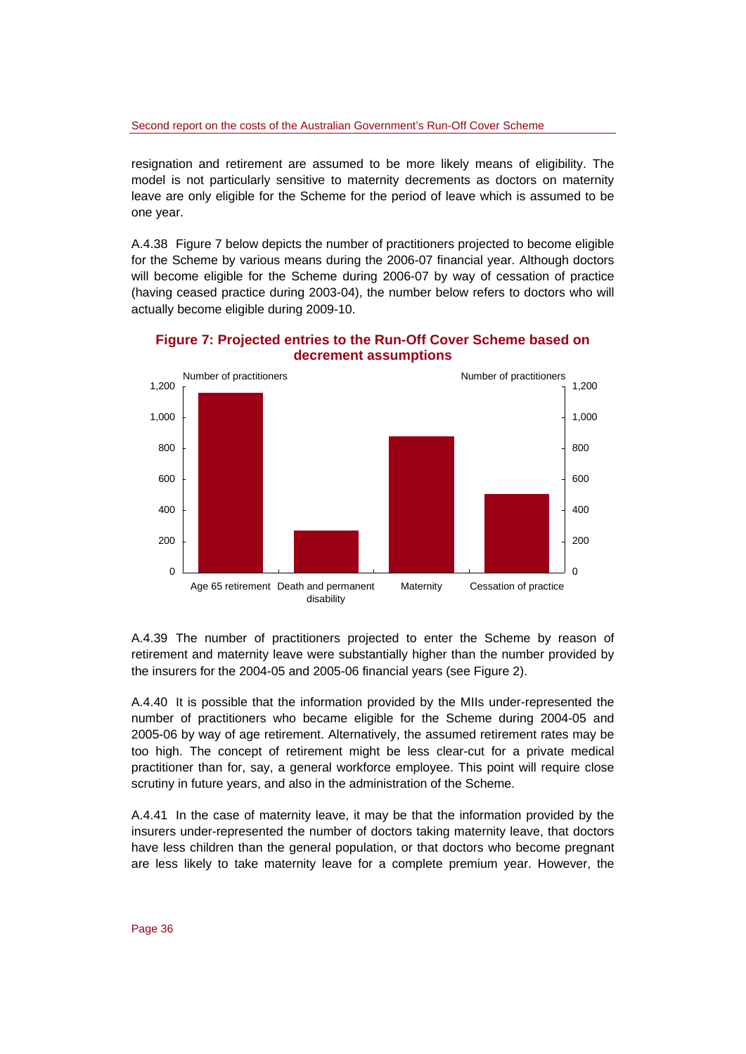resignation and retirement are assumed to be more likely means of eligibility. The model is not particularly sensitive to maternity decrements as doctors on maternity leave are only eligible for the Scheme for the period of leave which is assumed to be one year.

A.4.38 Figure 7 below depicts the number of practitioners projected to become eligible for the Scheme by various means during the 2006-07 financial year. Although doctors will become eligible for the Scheme during 2006-07 by way of cessation of practice (having ceased practice during 2003-04), the number below refers to doctors who will actually become eligible during 2009-10.

**Figure 7: Projected entries to the Run-Off Cover Scheme based on decrement assumptions**

A.4.39 The number of practitioners projected to enter the Scheme by reason of retirement and maternity leave were substantially higher than the number provided by the insurers for the 2004-05 and 2005-06 financial years (see Figure 2).

A.4.40 It is possible that the information provided by the MIIs under-represented the number of practitioners who became eligible for the Scheme during 2004-05 and 2005-06 by way of age retirement. Alternatively, the assumed retirement rates may be too high. The concept of retirement might be less clear-cut for a private medical practitioner than for, say, a general workforce employee. This point will require close scrutiny in future years, and also in the administration of the Scheme.

A.4.41 In the case of maternity leave, it may be that the information provided by the insurers under-represented the number of doctors taking maternity leave, that doctors have less children than the general population, or that doctors who become pregnant are less likely to take maternity leave for a complete premium year. However, the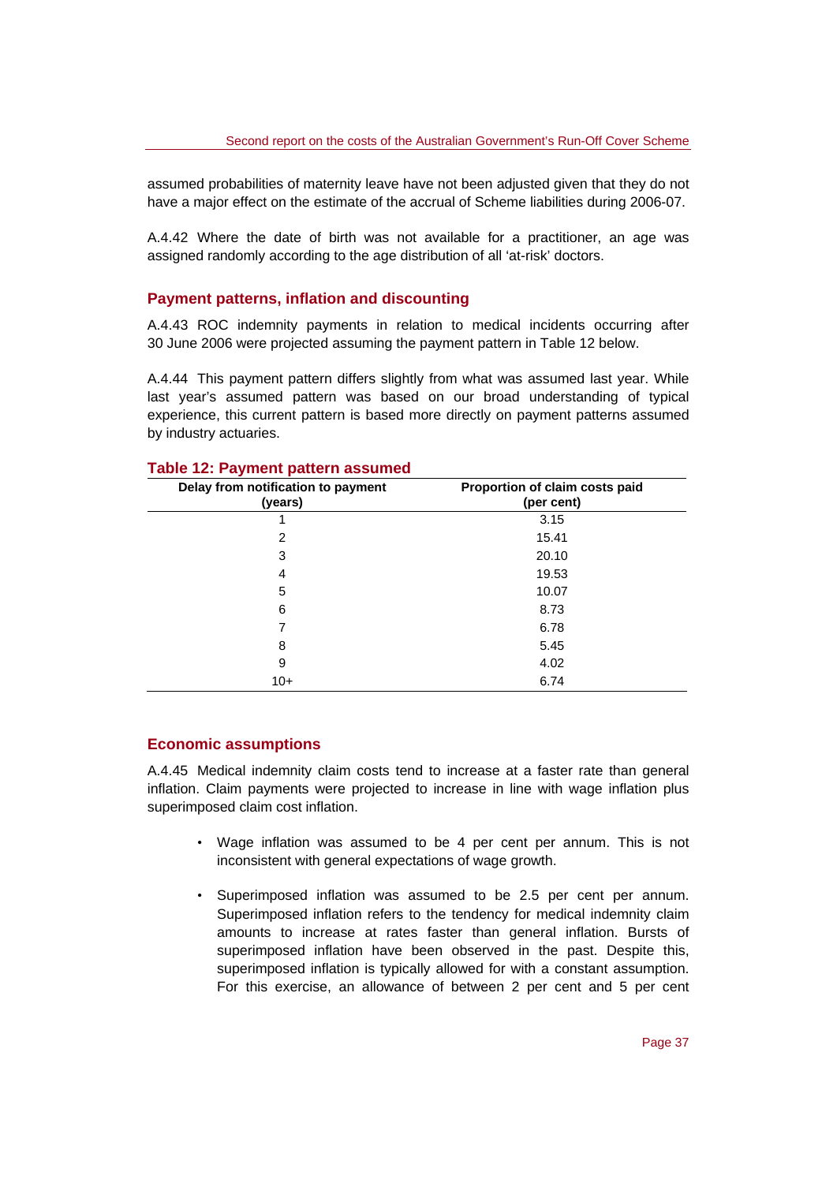assumed probabilities of maternity leave have not been adjusted given that they do not have a major effect on the estimate of the accrual of Scheme liabilities during 2006-07.

A.4.42 Where the date of birth was not available for a practitioner, an age was assigned randomly according to the age distribution of all 'at-risk' doctors.

### Payment patterns, inflation and discounting

A.4.43 ROC indemnity payments in relation to medical incidents occurring after 30 June 2006 were projected assuming the payment pattern in Table 12 below.

A.4.44 This payment pattern differs slightly from what was assumed last year. While last year's assumed pattern was based on our broad understanding of typical experience, this current pattern is based more directly on payment patterns assumed by industry actuaries.

**Table 12: Payment pattern assumed**

| Delay from notification to payment (years) | Proportion of claim costs paid (per cent) |
|---|---|
| 1 | 3.15 |
| 2 | 15.41 |
| 3 | 20.10 |
| 4 | 19.53 |
| 5 | 10.07 |
| 6 | 8.73 |
| 7 | 6.78 |
| 8 | 5.45 |
| 9 | 4.02 |
| 10+ | 6.74 |

### Economic assumptions

A.4.45 Medical indemnity claim costs tend to increase at a faster rate than general inflation. Claim payments were projected to increase in line with wage inflation plus superimposed claim cost inflation.

- Wage inflation was assumed to be 4 per cent per annum. This is not inconsistent with general expectations of wage growth.
- Superimposed inflation was assumed to be 2.5 per cent per annum. Superimposed inflation refers to the tendency for medical indemnity claim amounts to increase at rates faster than general inflation. Bursts of superimposed inflation have been observed in the past. Despite this, superimposed inflation is typically allowed for with a constant assumption. For this exercise, an allowance of between 2 per cent and 5 per cent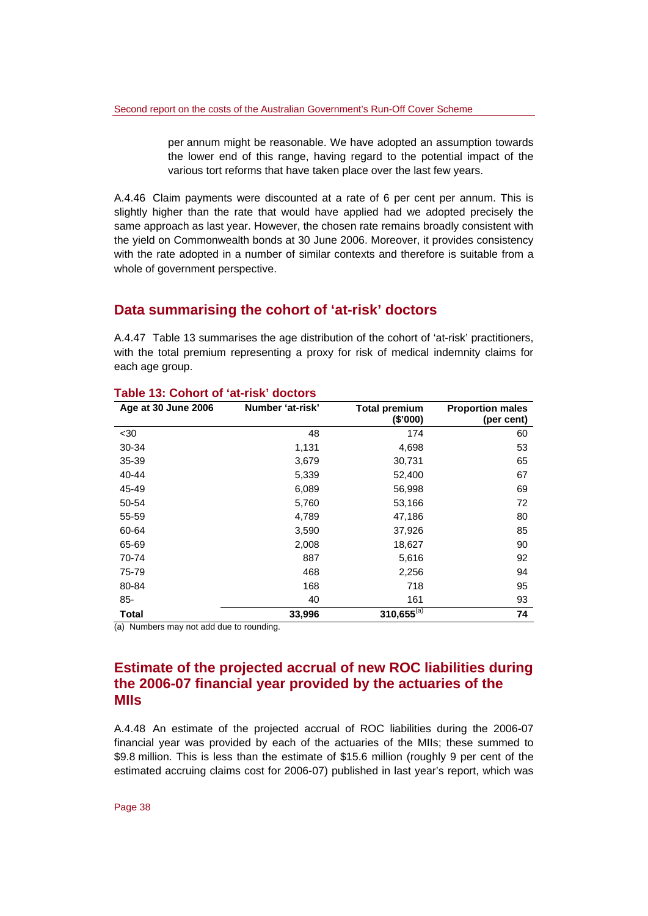per annum might be reasonable. We have adopted an assumption towards the lower end of this range, having regard to the potential impact of the various tort reforms that have taken place over the last few years.

A.4.46 Claim payments were discounted at a rate of 6 per cent per annum. This is slightly higher than the rate that would have applied had we adopted precisely the same approach as last year. However, the chosen rate remains broadly consistent with the yield on Commonwealth bonds at 30 June 2006. Moreover, it provides consistency with the rate adopted in a number of similar contexts and therefore is suitable from a whole of government perspective.

## Data summarising the cohort of 'at-risk' doctors

A.4.47 Table 13 summarises the age distribution of the cohort of 'at-risk' practitioners, with the total premium representing a proxy for risk of medical indemnity claims for each age group.

### Table 13: Cohort of 'at-risk' doctors

| Age at 30 June 2006 | Number 'at-risk' | Total premium ($'000) | Proportion males (per cent) |
|---|---|---|---|
| <30 | 48 | 174 | 60 |
| 30-34 | 1,131 | 4,698 | 53 |
| 35-39 | 3,679 | 30,731 | 65 |
| 40-44 | 5,339 | 52,400 | 67 |
| 45-49 | 6,089 | 56,998 | 69 |
| 50-54 | 5,760 | 53,166 | 72 |
| 55-59 | 4,789 | 47,186 | 80 |
| 60-64 | 3,590 | 37,926 | 85 |
| 65-69 | 2,008 | 18,627 | 90 |
| 70-74 | 887 | 5,616 | 92 |
| 75-79 | 468 | 2,256 | 94 |
| 80-84 | 168 | 718 | 95 |
| 85- | 40 | 161 | 93 |
| **Total** | **33,996** | **310,655**[(a)] | **74** |

(a) Numbers may not add due to rounding.

## Estimate of the projected accrual of new ROC liabilities during the 2006-07 financial year provided by the actuaries of the MIIs

A.4.48 An estimate of the projected accrual of ROC liabilities during the 2006-07 financial year was provided by each of the actuaries of the MIIs; these summed to $9.8 million. This is less than the estimate of $15.6 million (roughly 9 per cent of the estimated accruing claims cost for 2006-07) published in last year's report, which was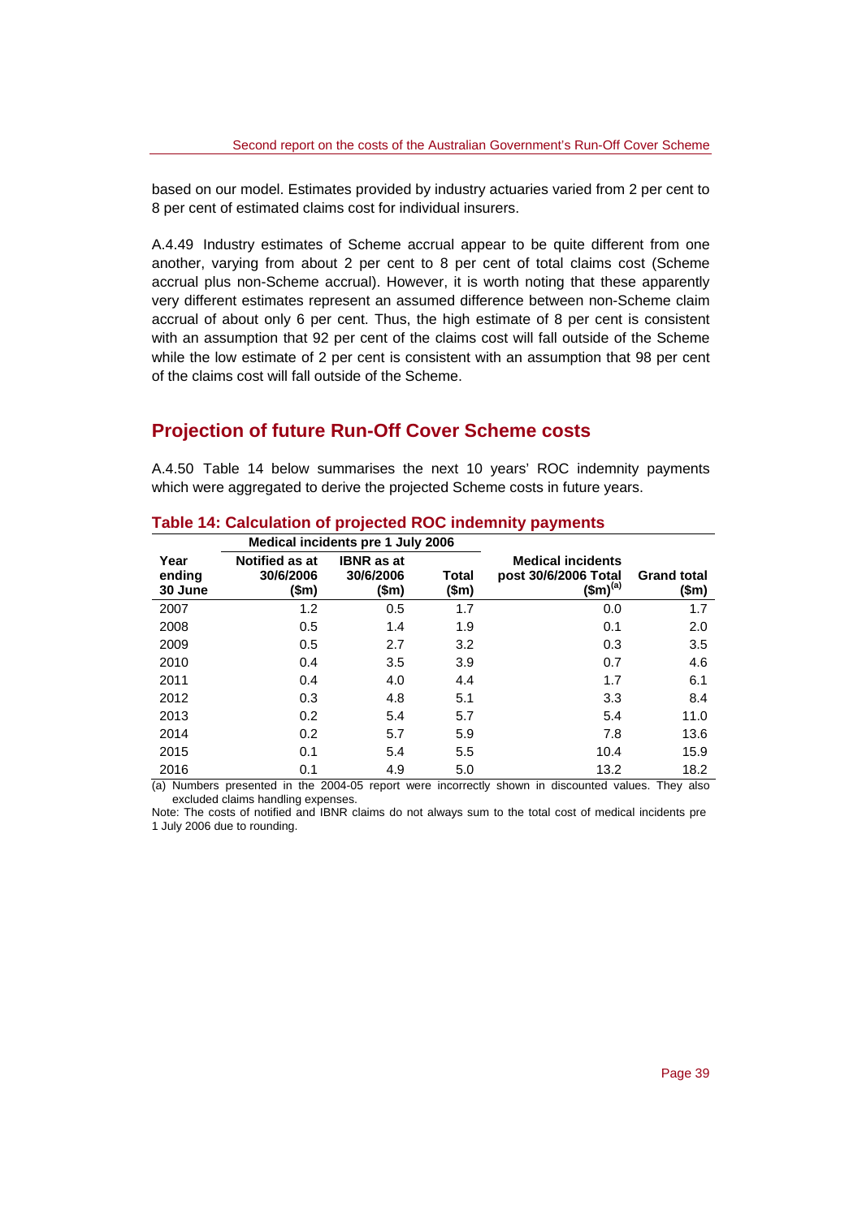based on our model. Estimates provided by industry actuaries varied from 2 per cent to 8 per cent of estimated claims cost for individual insurers.

A.4.49 Industry estimates of Scheme accrual appear to be quite different from one another, varying from about 2 per cent to 8 per cent of total claims cost (Scheme accrual plus non-Scheme accrual). However, it is worth noting that these apparently very different estimates represent an assumed difference between non-Scheme claim accrual of about only 6 per cent. Thus, the high estimate of 8 per cent is consistent with an assumption that 92 per cent of the claims cost will fall outside of the Scheme while the low estimate of 2 per cent is consistent with an assumption that 98 per cent of the claims cost will fall outside of the Scheme.

## Projection of future Run-Off Cover Scheme costs

A.4.50 Table 14 below summarises the next 10 years' ROC indemnity payments which were aggregated to derive the projected Scheme costs in future years.

### Table 14: Calculation of projected ROC indemnity payments

| | Medical incidents pre 1 July 2006 | | | | |
|---|---|---|---|---|---|
| Year ending 30 June | Notified as at 30/6/2006 ($m) | IBNR as at 30/6/2006 ($m) | Total ($m) | Medical incidents post 30/6/2006 Total ($m)[(a)] | Grand total ($m) |
| 2007 | 1.2 | 0.5 | 1.7 | 0.0 | 1.7 |
| 2008 | 0.5 | 1.4 | 1.9 | 0.1 | 2.0 |
| 2009 | 0.5 | 2.7 | 3.2 | 0.3 | 3.5 |
| 2010 | 0.4 | 3.5 | 3.9 | 0.7 | 4.6 |
| 2011 | 0.4 | 4.0 | 4.4 | 1.7 | 6.1 |
| 2012 | 0.3 | 4.8 | 5.1 | 3.3 | 8.4 |
| 2013 | 0.2 | 5.4 | 5.7 | 5.4 | 11.0 |
| 2014 | 0.2 | 5.7 | 5.9 | 7.8 | 13.6 |
| 2015 | 0.1 | 5.4 | 5.5 | 10.4 | 15.9 |
| 2016 | 0.1 | 4.9 | 5.0 | 13.2 | 18.2 |

(a) Numbers presented in the 2004-05 report were incorrectly shown in discounted values. They also excluded claims handling expenses.

Note: The costs of notified and IBNR claims do not always sum to the total cost of medical incidents pre 1 July 2006 due to rounding.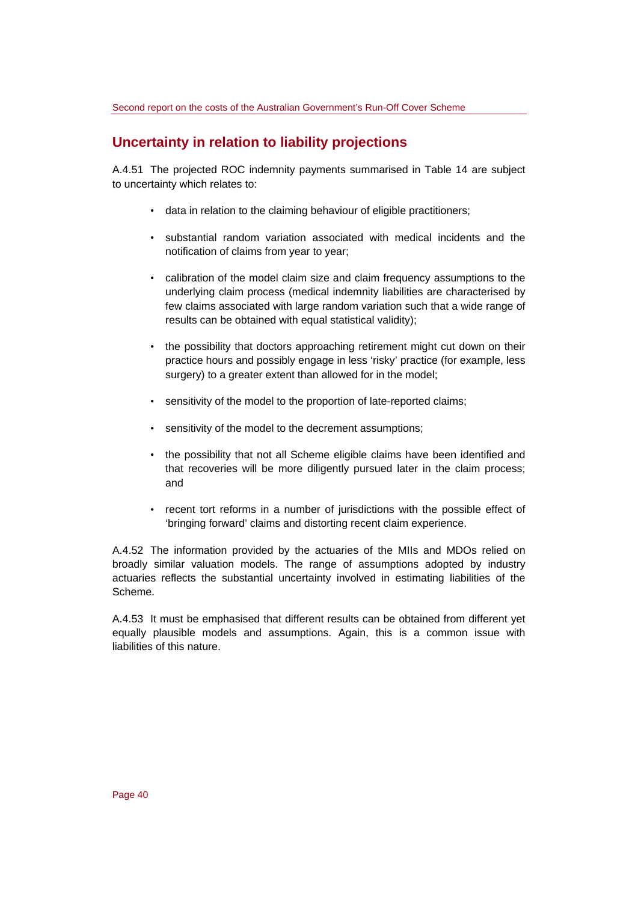## Uncertainty in relation to liability projections

A.4.51 The projected ROC indemnity payments summarised in Table 14 are subject to uncertainty which relates to:

- data in relation to the claiming behaviour of eligible practitioners;
- substantial random variation associated with medical incidents and the notification of claims from year to year;
- calibration of the model claim size and claim frequency assumptions to the underlying claim process (medical indemnity liabilities are characterised by few claims associated with large random variation such that a wide range of results can be obtained with equal statistical validity);
- the possibility that doctors approaching retirement might cut down on their practice hours and possibly engage in less 'risky' practice (for example, less surgery) to a greater extent than allowed for in the model;
- sensitivity of the model to the proportion of late-reported claims;
- sensitivity of the model to the decrement assumptions;
- the possibility that not all Scheme eligible claims have been identified and that recoveries will be more diligently pursued later in the claim process; and
- recent tort reforms in a number of jurisdictions with the possible effect of 'bringing forward' claims and distorting recent claim experience.

A.4.52 The information provided by the actuaries of the MIIs and MDOs relied on broadly similar valuation models. The range of assumptions adopted by industry actuaries reflects the substantial uncertainty involved in estimating liabilities of the Scheme.

A.4.53 It must be emphasised that different results can be obtained from different yet equally plausible models and assumptions. Again, this is a common issue with liabilities of this nature.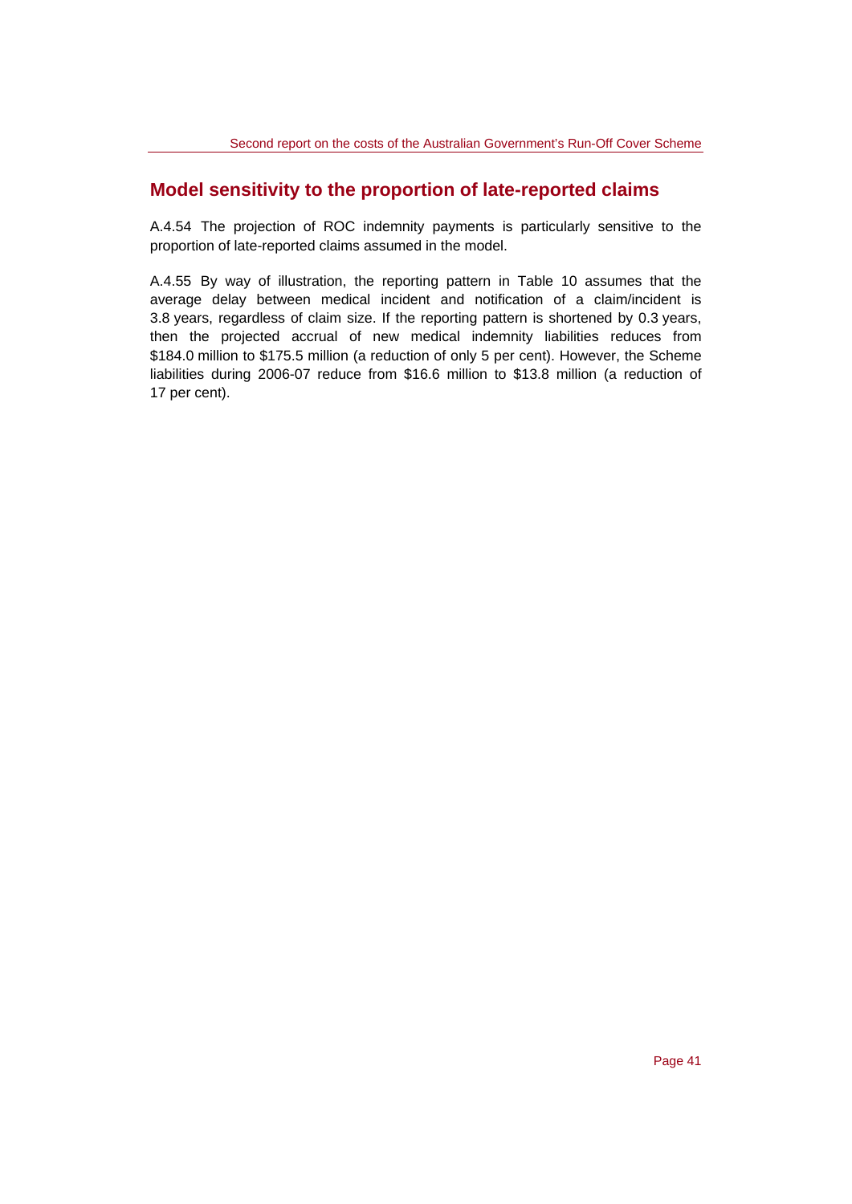## Model sensitivity to the proportion of late-reported claims

A.4.54 The projection of ROC indemnity payments is particularly sensitive to the proportion of late-reported claims assumed in the model.

A.4.55 By way of illustration, the reporting pattern in Table 10 assumes that the average delay between medical incident and notification of a claim/incident is 3.8 years, regardless of claim size. If the reporting pattern is shortened by 0.3 years, then the projected accrual of new medical indemnity liabilities reduces from $184.0 million to $175.5 million (a reduction of only 5 per cent). However, the Scheme liabilities during 2006-07 reduce from $16.6 million to $13.8 million (a reduction of 17 per cent).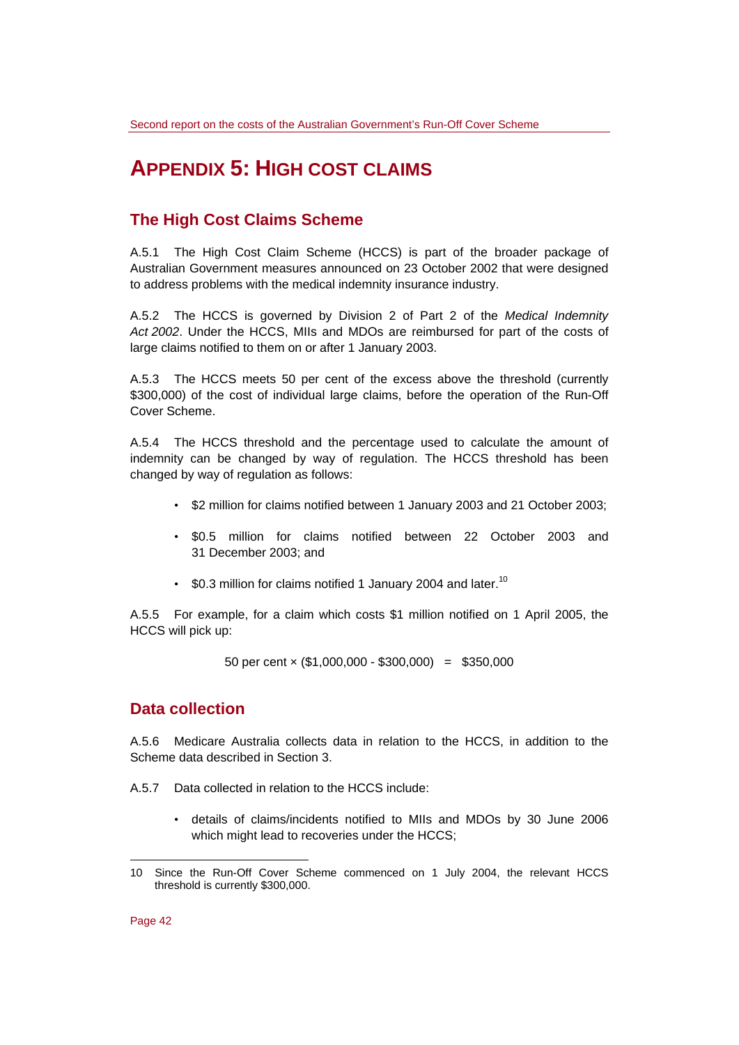# APPENDIX 5: HIGH COST CLAIMS

## The High Cost Claims Scheme

A.5.1 The High Cost Claim Scheme (HCCS) is part of the broader package of Australian Government measures announced on 23 October 2002 that were designed to address problems with the medical indemnity insurance industry.

A.5.2 The HCCS is governed by Division 2 of Part 2 of the *Medical Indemnity Act 2002*. Under the HCCS, MIIs and MDOs are reimbursed for part of the costs of large claims notified to them on or after 1 January 2003.

A.5.3 The HCCS meets 50 per cent of the excess above the threshold (currently \$300,000) of the cost of individual large claims, before the operation of the Run-Off Cover Scheme.

A.5.4 The HCCS threshold and the percentage used to calculate the amount of indemnity can be changed by way of regulation. The HCCS threshold has been changed by way of regulation as follows:

- \$2 million for claims notified between 1 January 2003 and 21 October 2003;
- \$0.5 million for claims notified between 22 October 2003 and 31 December 2003; and
- \$0.3 million for claims notified 1 January 2004 and later.[10]

A.5.5 For example, for a claim which costs \$1 million notified on 1 April 2005, the HCCS will pick up:

$$50 \text{ per cent} \times (\$1{,}000{,}000 - \$300{,}000) = \$350{,}000$$

## Data collection

A.5.6 Medicare Australia collects data in relation to the HCCS, in addition to the Scheme data described in Section 3.

A.5.7 Data collected in relation to the HCCS include:

- details of claims/incidents notified to MIIs and MDOs by 30 June 2006 which might lead to recoveries under the HCCS;

---

10 Since the Run-Off Cover Scheme commenced on 1 July 2004, the relevant HCCS threshold is currently \$300,000.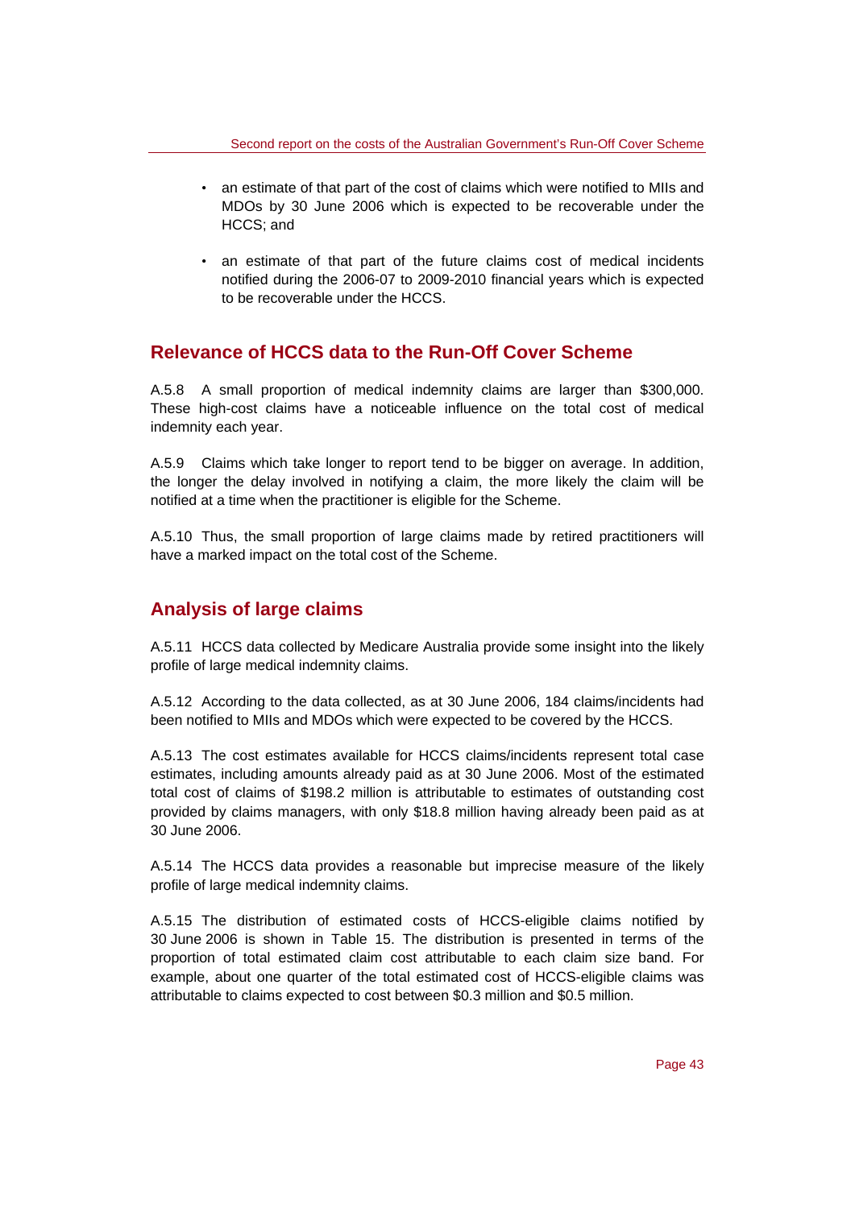- an estimate of that part of the cost of claims which were notified to MIIs and MDOs by 30 June 2006 which is expected to be recoverable under the HCCS; and
- an estimate of that part of the future claims cost of medical incidents notified during the 2006-07 to 2009-2010 financial years which is expected to be recoverable under the HCCS.

## Relevance of HCCS data to the Run-Off Cover Scheme

A.5.8 A small proportion of medical indemnity claims are larger than $300,000. These high-cost claims have a noticeable influence on the total cost of medical indemnity each year.

A.5.9 Claims which take longer to report tend to be bigger on average. In addition, the longer the delay involved in notifying a claim, the more likely the claim will be notified at a time when the practitioner is eligible for the Scheme.

A.5.10 Thus, the small proportion of large claims made by retired practitioners will have a marked impact on the total cost of the Scheme.

## Analysis of large claims

A.5.11 HCCS data collected by Medicare Australia provide some insight into the likely profile of large medical indemnity claims.

A.5.12 According to the data collected, as at 30 June 2006, 184 claims/incidents had been notified to MIIs and MDOs which were expected to be covered by the HCCS.

A.5.13 The cost estimates available for HCCS claims/incidents represent total case estimates, including amounts already paid as at 30 June 2006. Most of the estimated total cost of claims of $198.2 million is attributable to estimates of outstanding cost provided by claims managers, with only $18.8 million having already been paid as at 30 June 2006.

A.5.14 The HCCS data provides a reasonable but imprecise measure of the likely profile of large medical indemnity claims.

A.5.15 The distribution of estimated costs of HCCS-eligible claims notified by 30 June 2006 is shown in Table 15. The distribution is presented in terms of the proportion of total estimated claim cost attributable to each claim size band. For example, about one quarter of the total estimated cost of HCCS-eligible claims was attributable to claims expected to cost between $0.3 million and $0.5 million.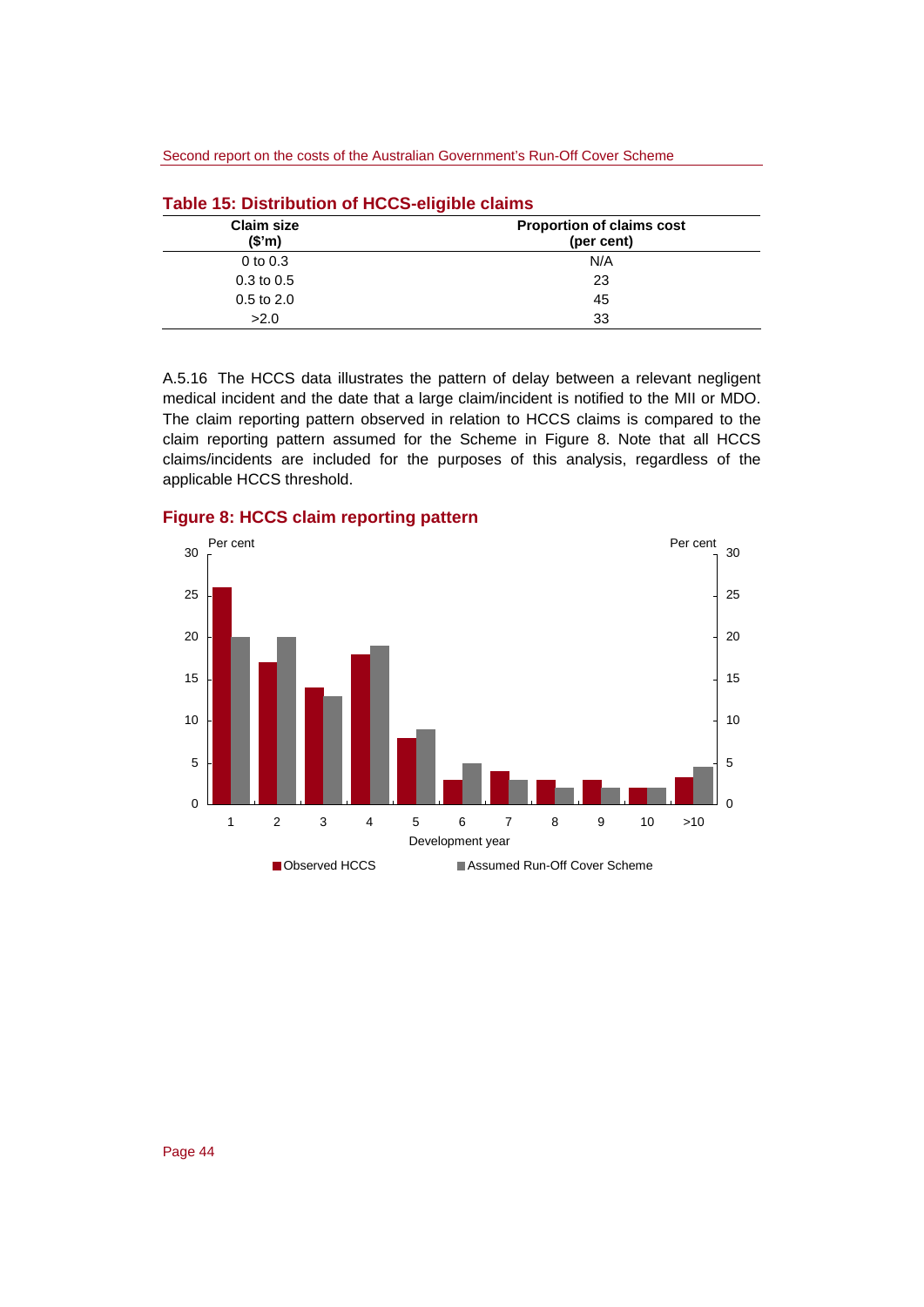## Table 15: Distribution of HCCS-eligible claims

| Claim size ($'m) | Proportion of claims cost (per cent) |
|---|---|
| 0 to 0.3 | N/A |
| 0.3 to 0.5 | 23 |
| 0.5 to 2.0 | 45 |
| >2.0 | 33 |

A.5.16 The HCCS data illustrates the pattern of delay between a relevant negligent medical incident and the date that a large claim/incident is notified to the MII or MDO. The claim reporting pattern observed in relation to HCCS claims is compared to the claim reporting pattern assumed for the Scheme in Figure 8. Note that all HCCS claims/incidents are included for the purposes of this analysis, regardless of the applicable HCCS threshold.

## Figure 8: HCCS claim reporting pattern

Per cent

Per cent

30

25

20

15

10

5

0

1 2 3 4 5 6 7 8 9 10 >10

Development year

Observed HCCS

Assumed Run-Off Cover Scheme